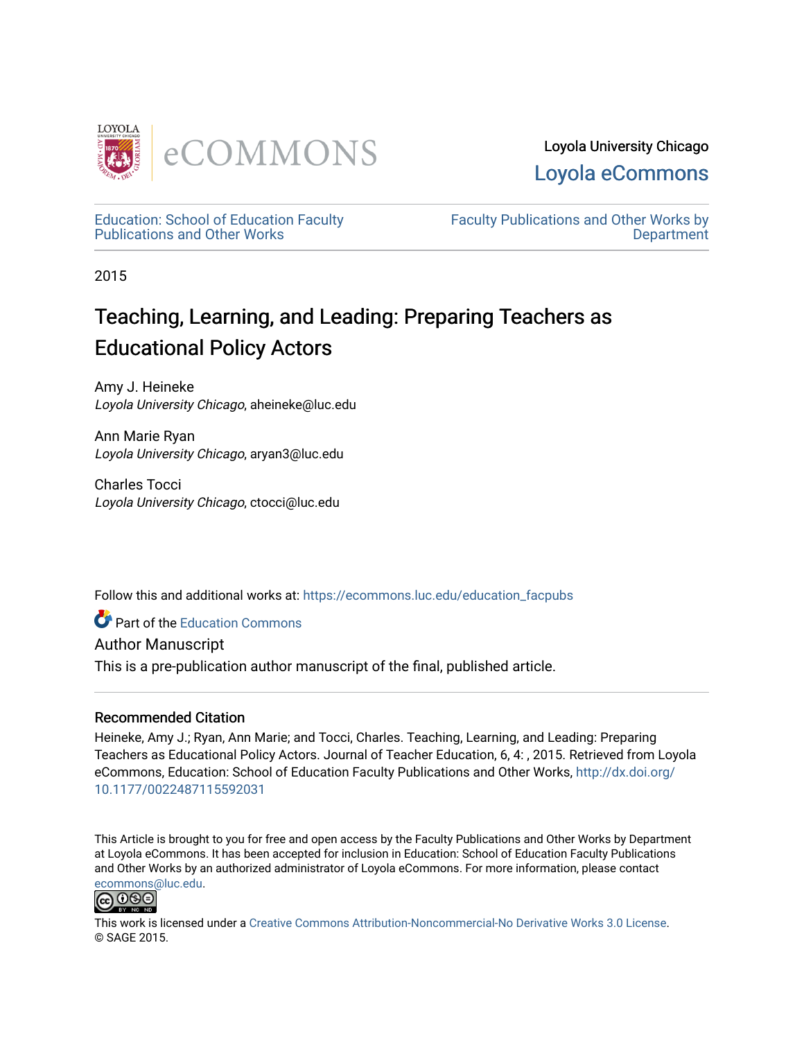Loyola University Chicago

Loyola eCommons

Education: School of Education Faculty Publications and Other Works

Faculty Publications and Other Works by Department

2015

# Teaching, Learning, and Leading: Preparing Teachers as Educational Policy Actors

Amy J. Heineke
*Loyola University Chicago*, aheineke@luc.edu

Ann Marie Ryan
*Loyola University Chicago*, aryan3@luc.edu

Charles Tocci
*Loyola University Chicago*, ctocci@luc.edu

Follow this and additional works at: https://ecommons.luc.edu/education_facpubs

Part of the Education Commons

Author Manuscript

This is a pre-publication author manuscript of the final, published article.

### Recommended Citation

Heineke, Amy J.; Ryan, Ann Marie; and Tocci, Charles. Teaching, Learning, and Leading: Preparing Teachers as Educational Policy Actors. Journal of Teacher Education, 6, 4: , 2015. Retrieved from Loyola eCommons, Education: School of Education Faculty Publications and Other Works, http://dx.doi.org/10.1177/0022487115592031

This Article is brought to you for free and open access by the Faculty Publications and Other Works by Department at Loyola eCommons. It has been accepted for inclusion in Education: School of Education Faculty Publications and Other Works by an authorized administrator of Loyola eCommons. For more information, please contact ecommons@luc.edu.

This work is licensed under a Creative Commons Attribution-Noncommercial-No Derivative Works 3.0 License.
© SAGE 2015.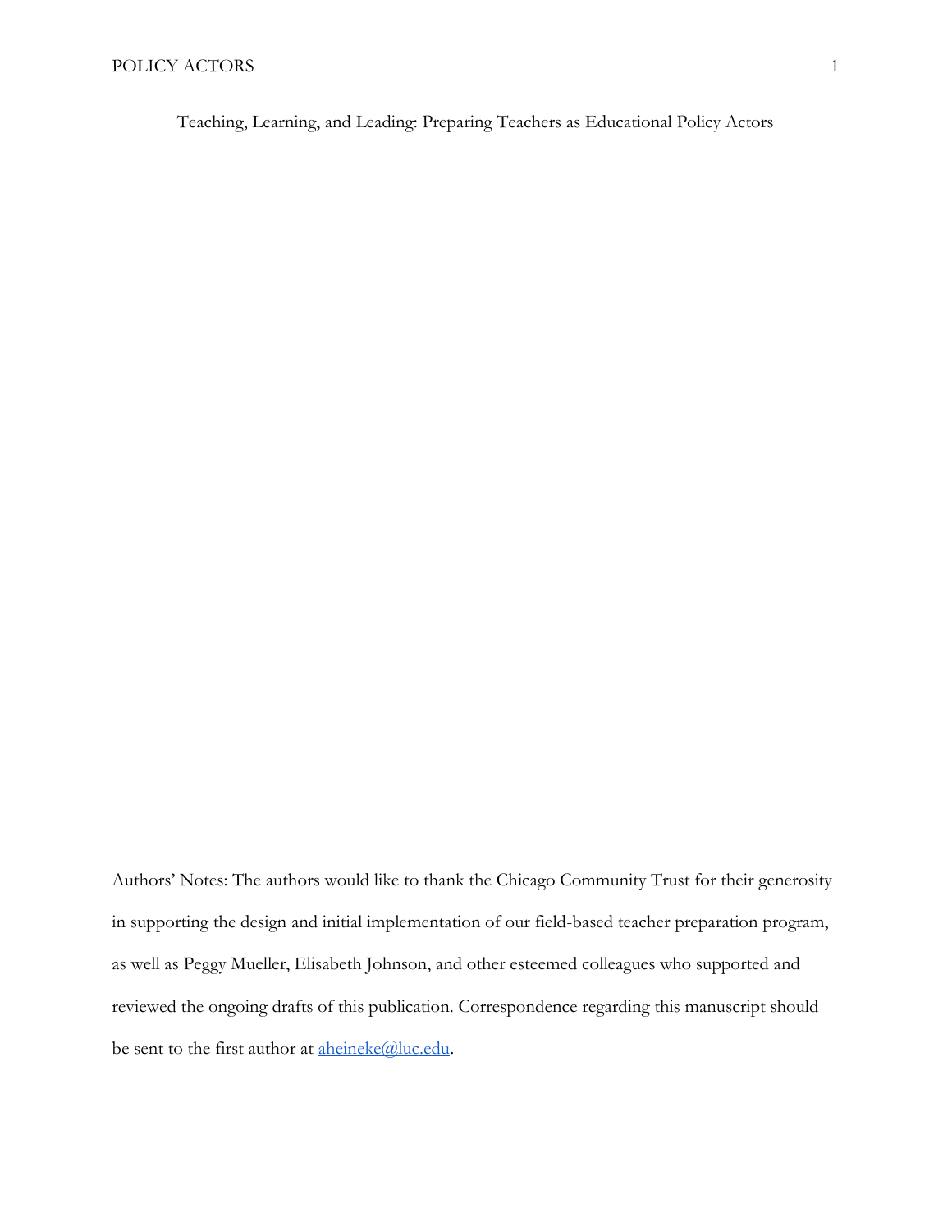# Teaching, Learning, and Leading: Preparing Teachers as Educational Policy Actors

Authors' Notes: The authors would like to thank the Chicago Community Trust for their generosity in supporting the design and initial implementation of our field-based teacher preparation program, as well as Peggy Mueller, Elisabeth Johnson, and other esteemed colleagues who supported and reviewed the ongoing drafts of this publication. Correspondence regarding this manuscript should be sent to the first author at aheineke@luc.edu.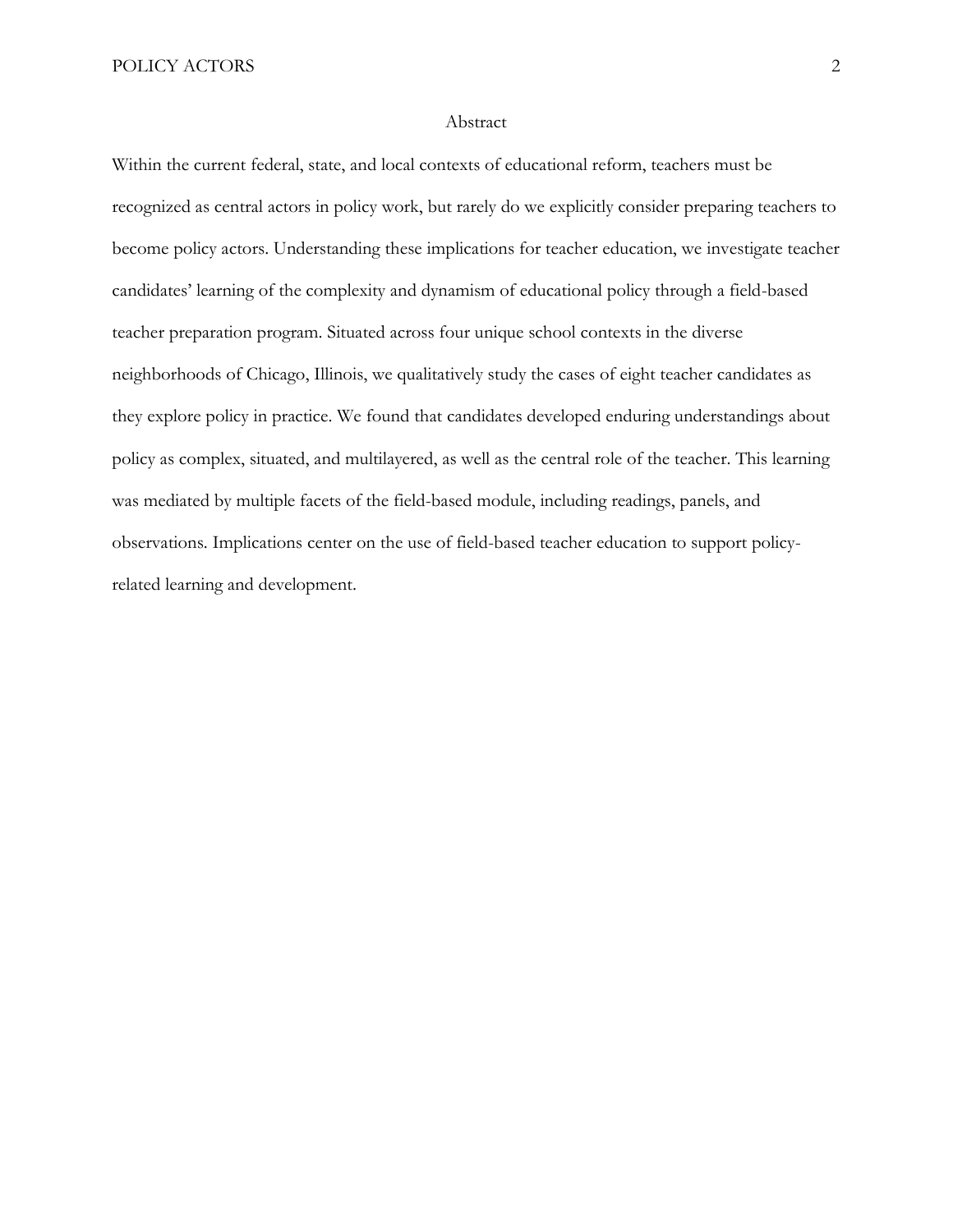# Abstract

Within the current federal, state, and local contexts of educational reform, teachers must be recognized as central actors in policy work, but rarely do we explicitly consider preparing teachers to become policy actors. Understanding these implications for teacher education, we investigate teacher candidates' learning of the complexity and dynamism of educational policy through a field-based teacher preparation program. Situated across four unique school contexts in the diverse neighborhoods of Chicago, Illinois, we qualitatively study the cases of eight teacher candidates as they explore policy in practice. We found that candidates developed enduring understandings about policy as complex, situated, and multilayered, as well as the central role of the teacher. This learning was mediated by multiple facets of the field-based module, including readings, panels, and observations. Implications center on the use of field-based teacher education to support policy-related learning and development.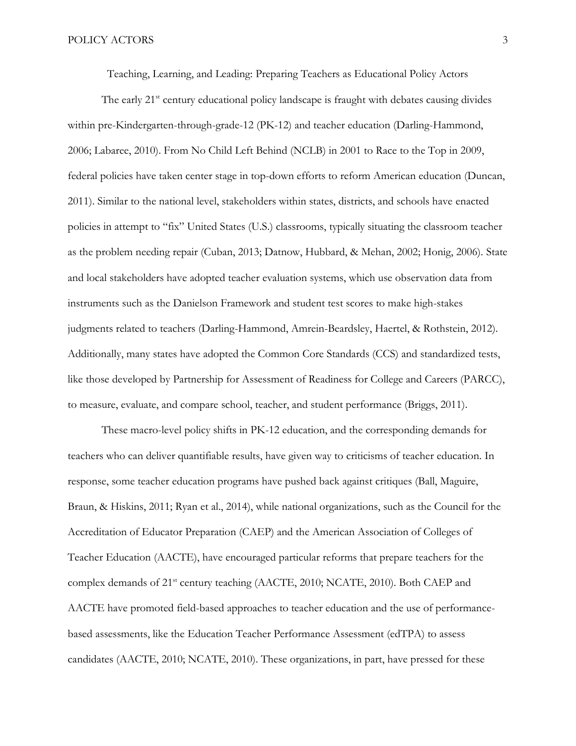Teaching, Learning, and Leading: Preparing Teachers as Educational Policy Actors

The early 21st century educational policy landscape is fraught with debates causing divides within pre-Kindergarten-through-grade-12 (PK-12) and teacher education (Darling-Hammond, 2006; Labaree, 2010). From No Child Left Behind (NCLB) in 2001 to Race to the Top in 2009, federal policies have taken center stage in top-down efforts to reform American education (Duncan, 2011). Similar to the national level, stakeholders within states, districts, and schools have enacted policies in attempt to "fix" United States (U.S.) classrooms, typically situating the classroom teacher as the problem needing repair (Cuban, 2013; Datnow, Hubbard, & Mehan, 2002; Honig, 2006). State and local stakeholders have adopted teacher evaluation systems, which use observation data from instruments such as the Danielson Framework and student test scores to make high-stakes judgments related to teachers (Darling-Hammond, Amrein-Beardsley, Haertel, & Rothstein, 2012). Additionally, many states have adopted the Common Core Standards (CCS) and standardized tests, like those developed by Partnership for Assessment of Readiness for College and Careers (PARCC), to measure, evaluate, and compare school, teacher, and student performance (Briggs, 2011).

These macro-level policy shifts in PK-12 education, and the corresponding demands for teachers who can deliver quantifiable results, have given way to criticisms of teacher education. In response, some teacher education programs have pushed back against critiques (Ball, Maguire, Braun, & Hiskins, 2011; Ryan et al., 2014), while national organizations, such as the Council for the Accreditation of Educator Preparation (CAEP) and the American Association of Colleges of Teacher Education (AACTE), have encouraged particular reforms that prepare teachers for the complex demands of 21st century teaching (AACTE, 2010; NCATE, 2010). Both CAEP and AACTE have promoted field-based approaches to teacher education and the use of performance-based assessments, like the Education Teacher Performance Assessment (edTPA) to assess candidates (AACTE, 2010; NCATE, 2010). These organizations, in part, have pressed for these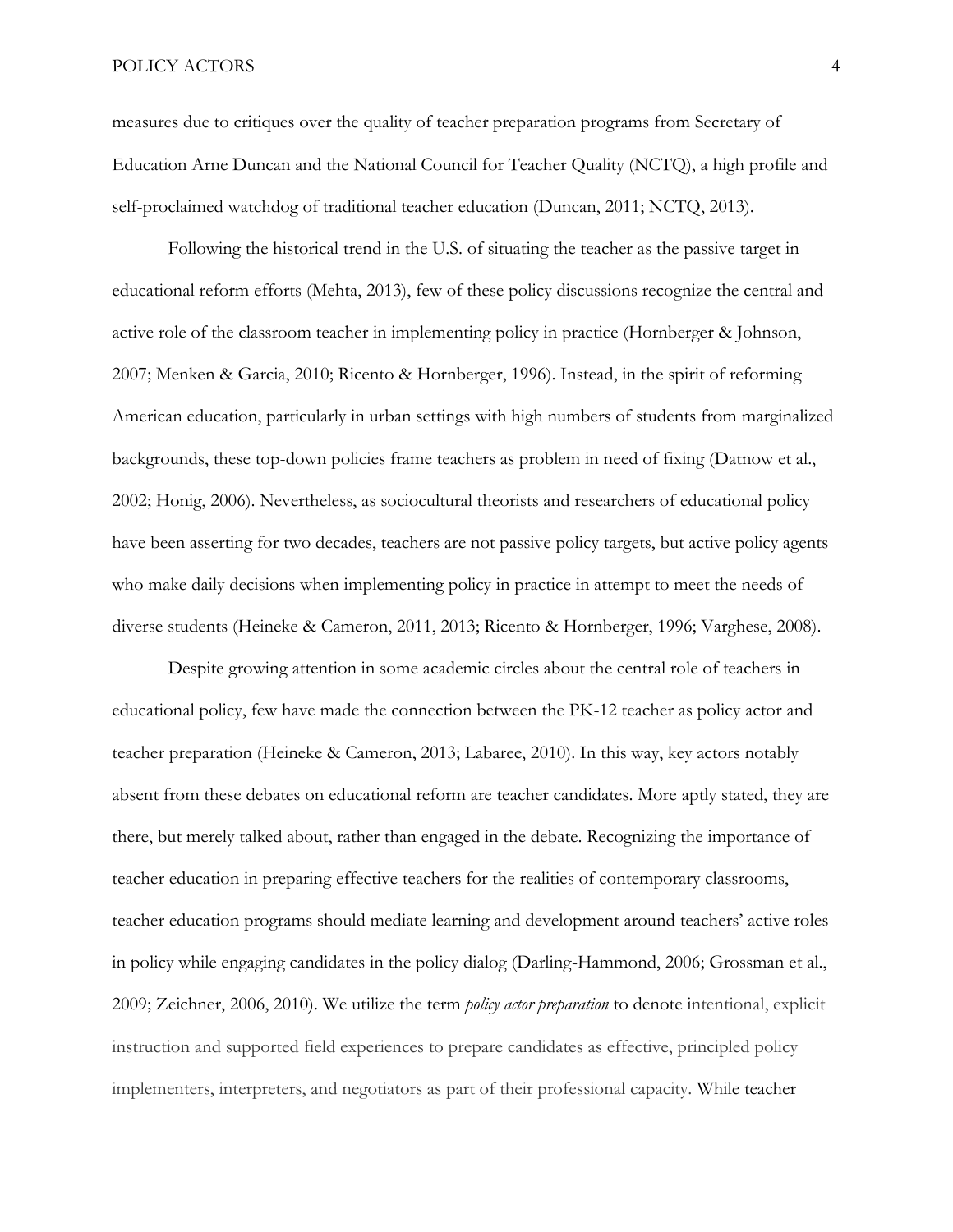measures due to critiques over the quality of teacher preparation programs from Secretary of Education Arne Duncan and the National Council for Teacher Quality (NCTQ), a high profile and self-proclaimed watchdog of traditional teacher education (Duncan, 2011; NCTQ, 2013).

Following the historical trend in the U.S. of situating the teacher as the passive target in educational reform efforts (Mehta, 2013), few of these policy discussions recognize the central and active role of the classroom teacher in implementing policy in practice (Hornberger & Johnson, 2007; Menken & Garcia, 2010; Ricento & Hornberger, 1996). Instead, in the spirit of reforming American education, particularly in urban settings with high numbers of students from marginalized backgrounds, these top-down policies frame teachers as problem in need of fixing (Datnow et al., 2002; Honig, 2006). Nevertheless, as sociocultural theorists and researchers of educational policy have been asserting for two decades, teachers are not passive policy targets, but active policy agents who make daily decisions when implementing policy in practice in attempt to meet the needs of diverse students (Heineke & Cameron, 2011, 2013; Ricento & Hornberger, 1996; Varghese, 2008).

Despite growing attention in some academic circles about the central role of teachers in educational policy, few have made the connection between the PK-12 teacher as policy actor and teacher preparation (Heineke & Cameron, 2013; Labaree, 2010). In this way, key actors notably absent from these debates on educational reform are teacher candidates. More aptly stated, they are there, but merely talked about, rather than engaged in the debate. Recognizing the importance of teacher education in preparing effective teachers for the realities of contemporary classrooms, teacher education programs should mediate learning and development around teachers' active roles in policy while engaging candidates in the policy dialog (Darling-Hammond, 2006; Grossman et al., 2009; Zeichner, 2006, 2010). We utilize the term *policy actor preparation* to denote intentional, explicit instruction and supported field experiences to prepare candidates as effective, principled policy implementers, interpreters, and negotiators as part of their professional capacity. While teacher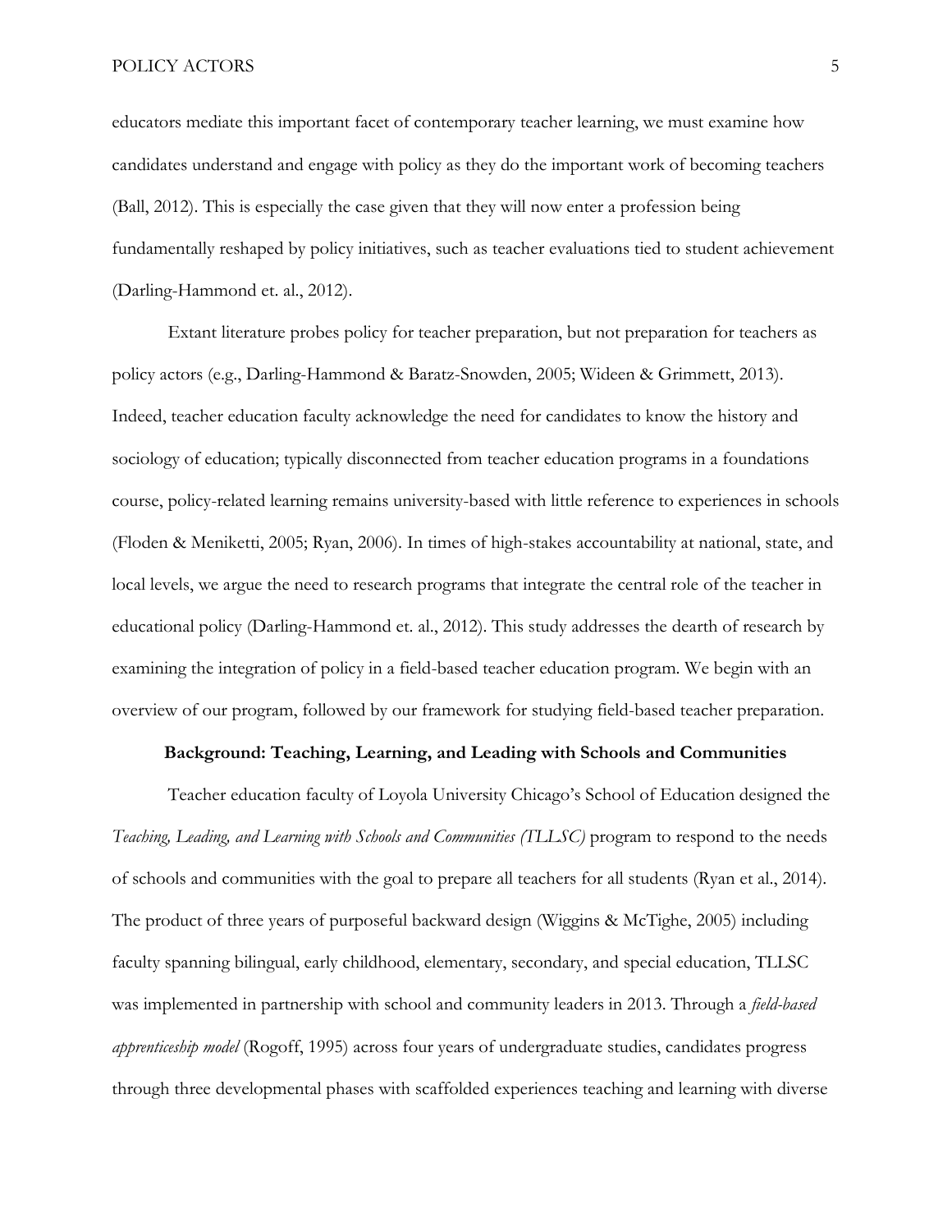educators mediate this important facet of contemporary teacher learning, we must examine how candidates understand and engage with policy as they do the important work of becoming teachers (Ball, 2012). This is especially the case given that they will now enter a profession being fundamentally reshaped by policy initiatives, such as teacher evaluations tied to student achievement (Darling-Hammond et. al., 2012).

Extant literature probes policy for teacher preparation, but not preparation for teachers as policy actors (e.g., Darling-Hammond & Baratz-Snowden, 2005; Wideen & Grimmett, 2013). Indeed, teacher education faculty acknowledge the need for candidates to know the history and sociology of education; typically disconnected from teacher education programs in a foundations course, policy-related learning remains university-based with little reference to experiences in schools (Floden & Meniketti, 2005; Ryan, 2006). In times of high-stakes accountability at national, state, and local levels, we argue the need to research programs that integrate the central role of the teacher in educational policy (Darling-Hammond et. al., 2012). This study addresses the dearth of research by examining the integration of policy in a field-based teacher education program. We begin with an overview of our program, followed by our framework for studying field-based teacher preparation.

## Background: Teaching, Learning, and Leading with Schools and Communities

Teacher education faculty of Loyola University Chicago's School of Education designed the *Teaching, Leading, and Learning with Schools and Communities (TLLSC)* program to respond to the needs of schools and communities with the goal to prepare all teachers for all students (Ryan et al., 2014). The product of three years of purposeful backward design (Wiggins & McTighe, 2005) including faculty spanning bilingual, early childhood, elementary, secondary, and special education, TLLSC was implemented in partnership with school and community leaders in 2013. Through a *field-based apprenticeship model* (Rogoff, 1995) across four years of undergraduate studies, candidates progress through three developmental phases with scaffolded experiences teaching and learning with diverse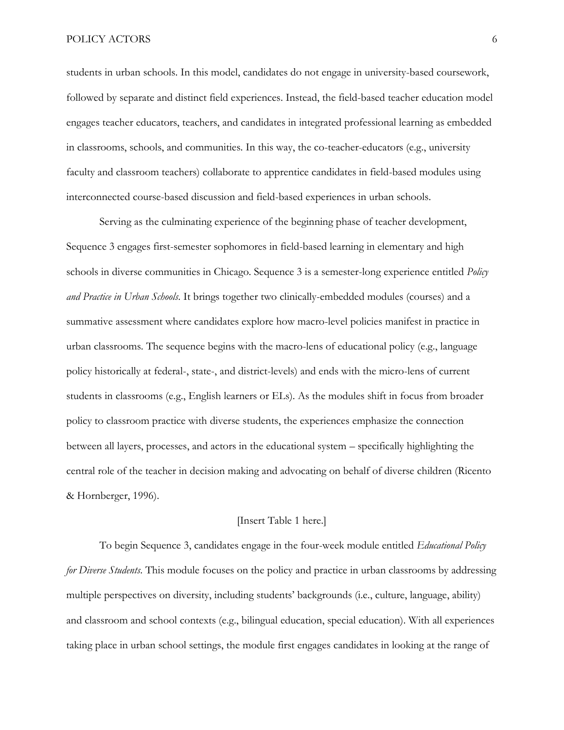students in urban schools. In this model, candidates do not engage in university-based coursework, followed by separate and distinct field experiences. Instead, the field-based teacher education model engages teacher educators, teachers, and candidates in integrated professional learning as embedded in classrooms, schools, and communities. In this way, the co-teacher-educators (e.g., university faculty and classroom teachers) collaborate to apprentice candidates in field-based modules using interconnected course-based discussion and field-based experiences in urban schools.

Serving as the culminating experience of the beginning phase of teacher development, Sequence 3 engages first-semester sophomores in field-based learning in elementary and high schools in diverse communities in Chicago. Sequence 3 is a semester-long experience entitled *Policy and Practice in Urban Schools*. It brings together two clinically-embedded modules (courses) and a summative assessment where candidates explore how macro-level policies manifest in practice in urban classrooms. The sequence begins with the macro-lens of educational policy (e.g., language policy historically at federal-, state-, and district-levels) and ends with the micro-lens of current students in classrooms (e.g., English learners or ELs). As the modules shift in focus from broader policy to classroom practice with diverse students, the experiences emphasize the connection between all layers, processes, and actors in the educational system – specifically highlighting the central role of the teacher in decision making and advocating on behalf of diverse children (Ricento & Hornberger, 1996).

[Insert Table 1 here.]

To begin Sequence 3, candidates engage in the four-week module entitled *Educational Policy for Diverse Students*. This module focuses on the policy and practice in urban classrooms by addressing multiple perspectives on diversity, including students' backgrounds (i.e., culture, language, ability) and classroom and school contexts (e.g., bilingual education, special education). With all experiences taking place in urban school settings, the module first engages candidates in looking at the range of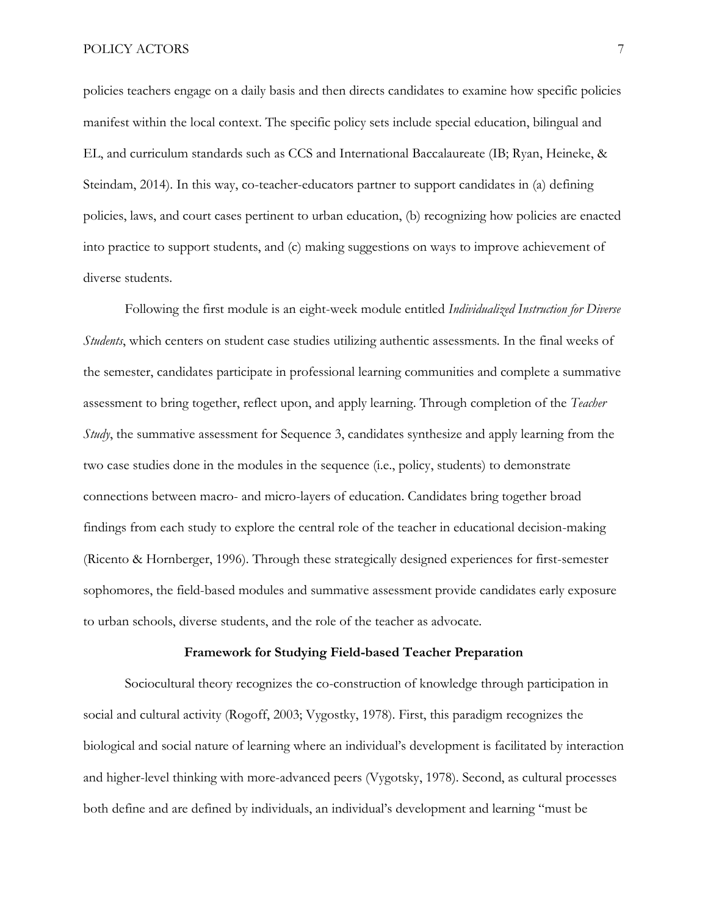policies teachers engage on a daily basis and then directs candidates to examine how specific policies manifest within the local context. The specific policy sets include special education, bilingual and EL, and curriculum standards such as CCS and International Baccalaureate (IB; Ryan, Heineke, & Steindam, 2014). In this way, co-teacher-educators partner to support candidates in (a) defining policies, laws, and court cases pertinent to urban education, (b) recognizing how policies are enacted into practice to support students, and (c) making suggestions on ways to improve achievement of diverse students.

Following the first module is an eight-week module entitled *Individualized Instruction for Diverse Students*, which centers on student case studies utilizing authentic assessments. In the final weeks of the semester, candidates participate in professional learning communities and complete a summative assessment to bring together, reflect upon, and apply learning. Through completion of the *Teacher Study*, the summative assessment for Sequence 3, candidates synthesize and apply learning from the two case studies done in the modules in the sequence (i.e., policy, students) to demonstrate connections between macro- and micro-layers of education. Candidates bring together broad findings from each study to explore the central role of the teacher in educational decision-making (Ricento & Hornberger, 1996). Through these strategically designed experiences for first-semester sophomores, the field-based modules and summative assessment provide candidates early exposure to urban schools, diverse students, and the role of the teacher as advocate.

## Framework for Studying Field-based Teacher Preparation

Sociocultural theory recognizes the co-construction of knowledge through participation in social and cultural activity (Rogoff, 2003; Vygostky, 1978). First, this paradigm recognizes the biological and social nature of learning where an individual's development is facilitated by interaction and higher-level thinking with more-advanced peers (Vygotsky, 1978). Second, as cultural processes both define and are defined by individuals, an individual's development and learning "must be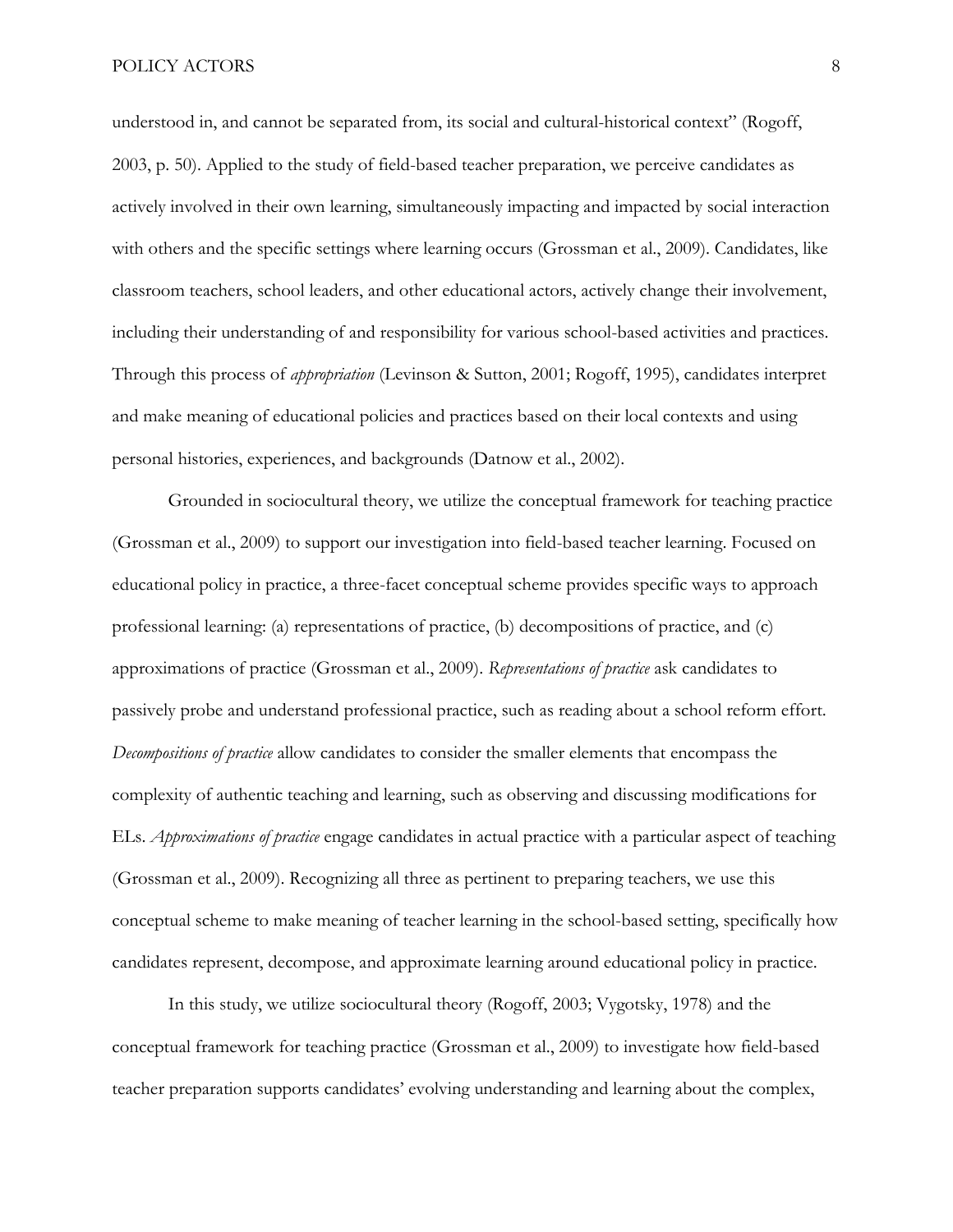understood in, and cannot be separated from, its social and cultural-historical context" (Rogoff, 2003, p. 50). Applied to the study of field-based teacher preparation, we perceive candidates as actively involved in their own learning, simultaneously impacting and impacted by social interaction with others and the specific settings where learning occurs (Grossman et al., 2009). Candidates, like classroom teachers, school leaders, and other educational actors, actively change their involvement, including their understanding of and responsibility for various school-based activities and practices. Through this process of *appropriation* (Levinson & Sutton, 2001; Rogoff, 1995), candidates interpret and make meaning of educational policies and practices based on their local contexts and using personal histories, experiences, and backgrounds (Datnow et al., 2002).

Grounded in sociocultural theory, we utilize the conceptual framework for teaching practice (Grossman et al., 2009) to support our investigation into field-based teacher learning. Focused on educational policy in practice, a three-facet conceptual scheme provides specific ways to approach professional learning: (a) representations of practice, (b) decompositions of practice, and (c) approximations of practice (Grossman et al., 2009). *Representations of practice* ask candidates to passively probe and understand professional practice, such as reading about a school reform effort. *Decompositions of practice* allow candidates to consider the smaller elements that encompass the complexity of authentic teaching and learning, such as observing and discussing modifications for ELs. *Approximations of practice* engage candidates in actual practice with a particular aspect of teaching (Grossman et al., 2009). Recognizing all three as pertinent to preparing teachers, we use this conceptual scheme to make meaning of teacher learning in the school-based setting, specifically how candidates represent, decompose, and approximate learning around educational policy in practice.

In this study, we utilize sociocultural theory (Rogoff, 2003; Vygotsky, 1978) and the conceptual framework for teaching practice (Grossman et al., 2009) to investigate how field-based teacher preparation supports candidates' evolving understanding and learning about the complex,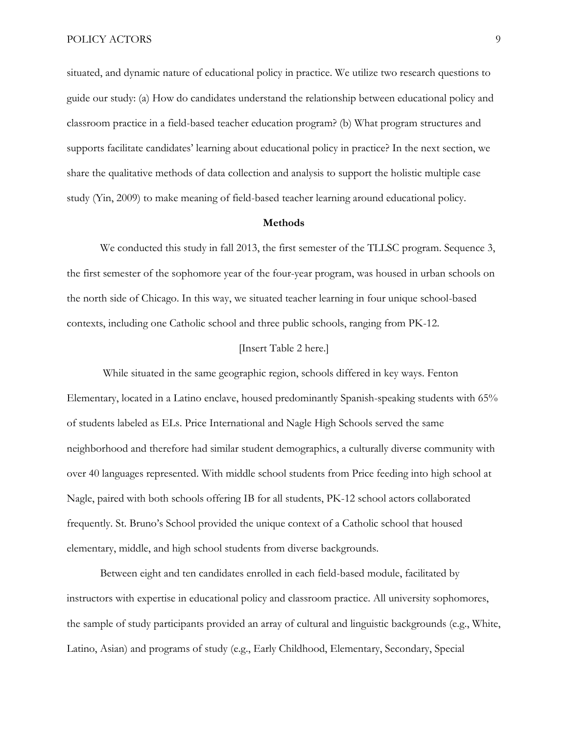situated, and dynamic nature of educational policy in practice. We utilize two research questions to guide our study: (a) How do candidates understand the relationship between educational policy and classroom practice in a field-based teacher education program? (b) What program structures and supports facilitate candidates' learning about educational policy in practice? In the next section, we share the qualitative methods of data collection and analysis to support the holistic multiple case study (Yin, 2009) to make meaning of field-based teacher learning around educational policy.

## Methods

We conducted this study in fall 2013, the first semester of the TLLSC program. Sequence 3, the first semester of the sophomore year of the four-year program, was housed in urban schools on the north side of Chicago. In this way, we situated teacher learning in four unique school-based contexts, including one Catholic school and three public schools, ranging from PK-12.

[Insert Table 2 here.]

While situated in the same geographic region, schools differed in key ways. Fenton Elementary, located in a Latino enclave, housed predominantly Spanish-speaking students with 65% of students labeled as ELs. Price International and Nagle High Schools served the same neighborhood and therefore had similar student demographics, a culturally diverse community with over 40 languages represented. With middle school students from Price feeding into high school at Nagle, paired with both schools offering IB for all students, PK-12 school actors collaborated frequently. St. Bruno's School provided the unique context of a Catholic school that housed elementary, middle, and high school students from diverse backgrounds.

Between eight and ten candidates enrolled in each field-based module, facilitated by instructors with expertise in educational policy and classroom practice. All university sophomores, the sample of study participants provided an array of cultural and linguistic backgrounds (e.g., White, Latino, Asian) and programs of study (e.g., Early Childhood, Elementary, Secondary, Special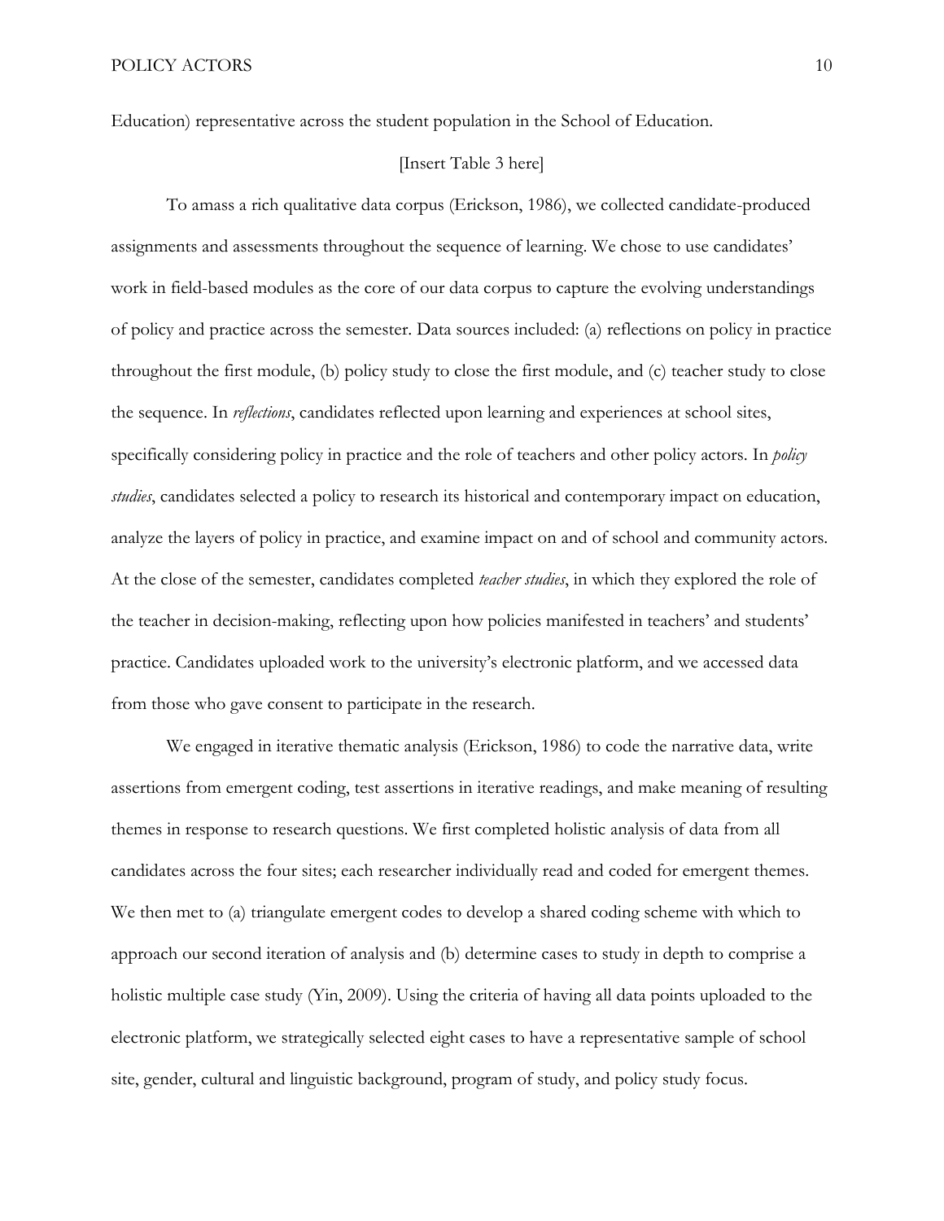Education) representative across the student population in the School of Education.

[Insert Table 3 here]

To amass a rich qualitative data corpus (Erickson, 1986), we collected candidate-produced assignments and assessments throughout the sequence of learning. We chose to use candidates' work in field-based modules as the core of our data corpus to capture the evolving understandings of policy and practice across the semester. Data sources included: (a) reflections on policy in practice throughout the first module, (b) policy study to close the first module, and (c) teacher study to close the sequence. In *reflections*, candidates reflected upon learning and experiences at school sites, specifically considering policy in practice and the role of teachers and other policy actors. In *policy studies*, candidates selected a policy to research its historical and contemporary impact on education, analyze the layers of policy in practice, and examine impact on and of school and community actors. At the close of the semester, candidates completed *teacher studies*, in which they explored the role of the teacher in decision-making, reflecting upon how policies manifested in teachers' and students' practice. Candidates uploaded work to the university's electronic platform, and we accessed data from those who gave consent to participate in the research.

We engaged in iterative thematic analysis (Erickson, 1986) to code the narrative data, write assertions from emergent coding, test assertions in iterative readings, and make meaning of resulting themes in response to research questions. We first completed holistic analysis of data from all candidates across the four sites; each researcher individually read and coded for emergent themes. We then met to (a) triangulate emergent codes to develop a shared coding scheme with which to approach our second iteration of analysis and (b) determine cases to study in depth to comprise a holistic multiple case study (Yin, 2009). Using the criteria of having all data points uploaded to the electronic platform, we strategically selected eight cases to have a representative sample of school site, gender, cultural and linguistic background, program of study, and policy study focus.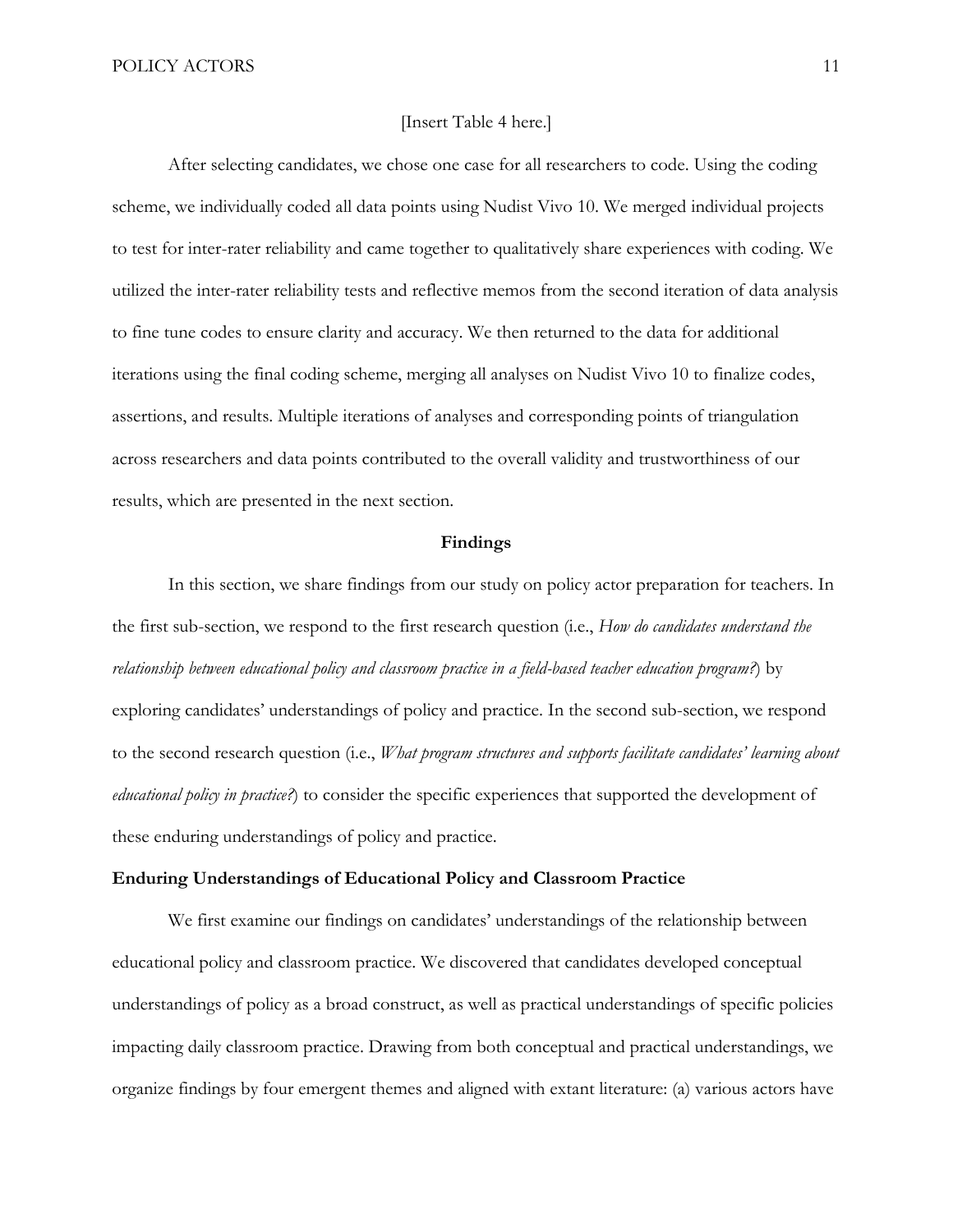[Insert Table 4 here.]

After selecting candidates, we chose one case for all researchers to code. Using the coding scheme, we individually coded all data points using Nudist Vivo 10. We merged individual projects to test for inter-rater reliability and came together to qualitatively share experiences with coding. We utilized the inter-rater reliability tests and reflective memos from the second iteration of data analysis to fine tune codes to ensure clarity and accuracy. We then returned to the data for additional iterations using the final coding scheme, merging all analyses on Nudist Vivo 10 to finalize codes, assertions, and results. Multiple iterations of analyses and corresponding points of triangulation across researchers and data points contributed to the overall validity and trustworthiness of our results, which are presented in the next section.

## Findings

In this section, we share findings from our study on policy actor preparation for teachers. In the first sub-section, we respond to the first research question (i.e., *How do candidates understand the relationship between educational policy and classroom practice in a field-based teacher education program?*) by exploring candidates' understandings of policy and practice. In the second sub-section, we respond to the second research question (i.e., *What program structures and supports facilitate candidates' learning about educational policy in practice?*) to consider the specific experiences that supported the development of these enduring understandings of policy and practice.

### Enduring Understandings of Educational Policy and Classroom Practice

We first examine our findings on candidates' understandings of the relationship between educational policy and classroom practice. We discovered that candidates developed conceptual understandings of policy as a broad construct, as well as practical understandings of specific policies impacting daily classroom practice. Drawing from both conceptual and practical understandings, we organize findings by four emergent themes and aligned with extant literature: (a) various actors have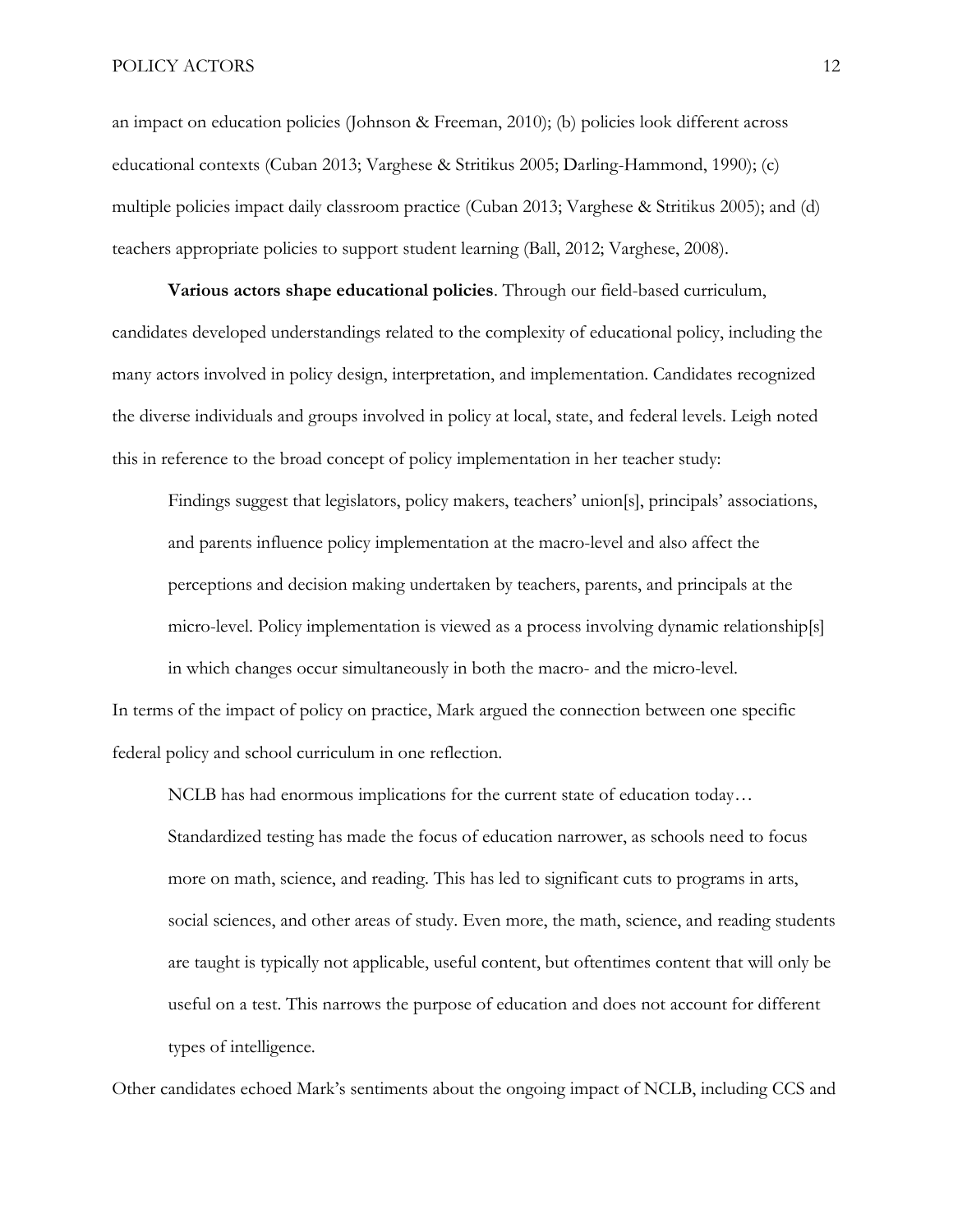an impact on education policies (Johnson & Freeman, 2010); (b) policies look different across educational contexts (Cuban 2013; Varghese & Stritikus 2005; Darling-Hammond, 1990); (c) multiple policies impact daily classroom practice (Cuban 2013; Varghese & Stritikus 2005); and (d) teachers appropriate policies to support student learning (Ball, 2012; Varghese, 2008).

**Various actors shape educational policies**. Through our field-based curriculum, candidates developed understandings related to the complexity of educational policy, including the many actors involved in policy design, interpretation, and implementation. Candidates recognized the diverse individuals and groups involved in policy at local, state, and federal levels. Leigh noted this in reference to the broad concept of policy implementation in her teacher study:

> Findings suggest that legislators, policy makers, teachers' union[s], principals' associations, and parents influence policy implementation at the macro-level and also affect the perceptions and decision making undertaken by teachers, parents, and principals at the micro-level. Policy implementation is viewed as a process involving dynamic relationship[s] in which changes occur simultaneously in both the macro- and the micro-level.

In terms of the impact of policy on practice, Mark argued the connection between one specific federal policy and school curriculum in one reflection.

> NCLB has had enormous implications for the current state of education today… Standardized testing has made the focus of education narrower, as schools need to focus more on math, science, and reading. This has led to significant cuts to programs in arts, social sciences, and other areas of study. Even more, the math, science, and reading students are taught is typically not applicable, useful content, but oftentimes content that will only be useful on a test. This narrows the purpose of education and does not account for different types of intelligence.

Other candidates echoed Mark's sentiments about the ongoing impact of NCLB, including CCS and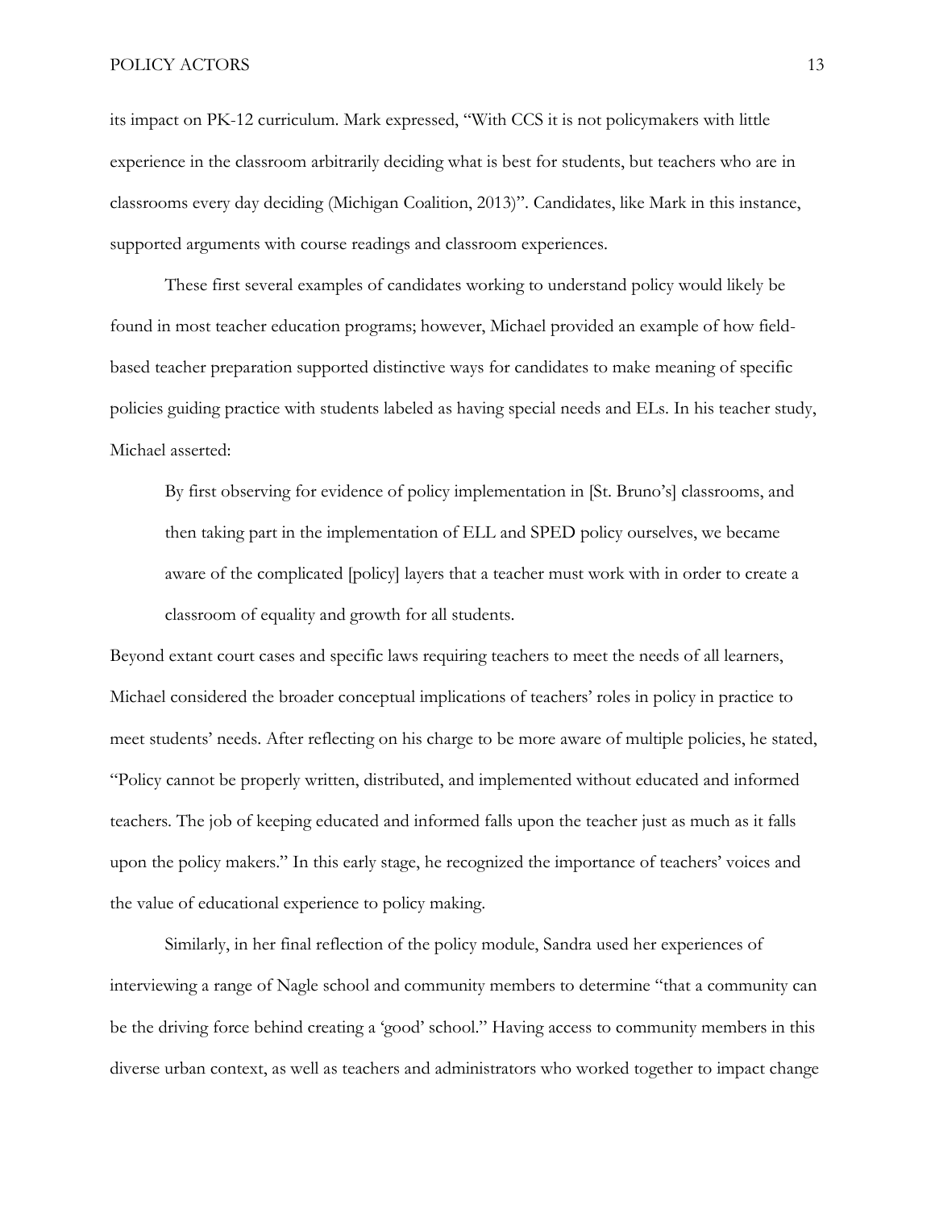its impact on PK-12 curriculum. Mark expressed, "With CCS it is not policymakers with little experience in the classroom arbitrarily deciding what is best for students, but teachers who are in classrooms every day deciding (Michigan Coalition, 2013)". Candidates, like Mark in this instance, supported arguments with course readings and classroom experiences.

These first several examples of candidates working to understand policy would likely be found in most teacher education programs; however, Michael provided an example of how field-based teacher preparation supported distinctive ways for candidates to make meaning of specific policies guiding practice with students labeled as having special needs and ELs. In his teacher study, Michael asserted:

> By first observing for evidence of policy implementation in [St. Bruno's] classrooms, and then taking part in the implementation of ELL and SPED policy ourselves, we became aware of the complicated [policy] layers that a teacher must work with in order to create a classroom of equality and growth for all students.

Beyond extant court cases and specific laws requiring teachers to meet the needs of all learners, Michael considered the broader conceptual implications of teachers' roles in policy in practice to meet students' needs. After reflecting on his charge to be more aware of multiple policies, he stated, "Policy cannot be properly written, distributed, and implemented without educated and informed teachers. The job of keeping educated and informed falls upon the teacher just as much as it falls upon the policy makers." In this early stage, he recognized the importance of teachers' voices and the value of educational experience to policy making.

Similarly, in her final reflection of the policy module, Sandra used her experiences of interviewing a range of Nagle school and community members to determine "that a community can be the driving force behind creating a 'good' school." Having access to community members in this diverse urban context, as well as teachers and administrators who worked together to impact change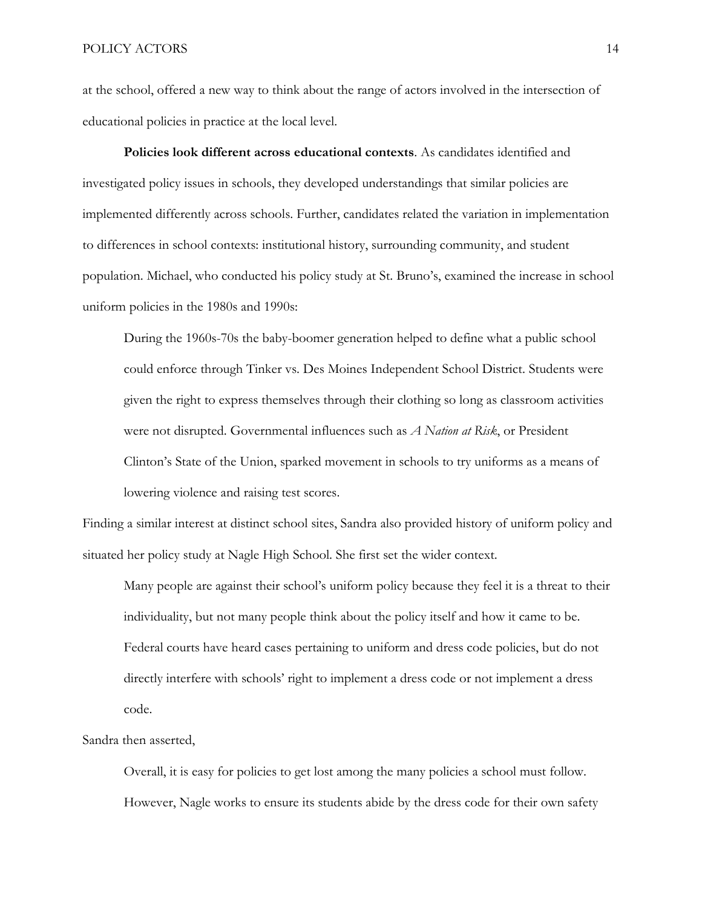at the school, offered a new way to think about the range of actors involved in the intersection of educational policies in practice at the local level.

**Policies look different across educational contexts**. As candidates identified and investigated policy issues in schools, they developed understandings that similar policies are implemented differently across schools. Further, candidates related the variation in implementation to differences in school contexts: institutional history, surrounding community, and student population. Michael, who conducted his policy study at St. Bruno's, examined the increase in school uniform policies in the 1980s and 1990s:

> During the 1960s-70s the baby-boomer generation helped to define what a public school could enforce through Tinker vs. Des Moines Independent School District. Students were given the right to express themselves through their clothing so long as classroom activities were not disrupted. Governmental influences such as *A Nation at Risk*, or President Clinton's State of the Union, sparked movement in schools to try uniforms as a means of lowering violence and raising test scores.

Finding a similar interest at distinct school sites, Sandra also provided history of uniform policy and situated her policy study at Nagle High School. She first set the wider context.

> Many people are against their school's uniform policy because they feel it is a threat to their individuality, but not many people think about the policy itself and how it came to be. Federal courts have heard cases pertaining to uniform and dress code policies, but do not directly interfere with schools' right to implement a dress code or not implement a dress code.

Sandra then asserted,

> Overall, it is easy for policies to get lost among the many policies a school must follow. However, Nagle works to ensure its students abide by the dress code for their own safety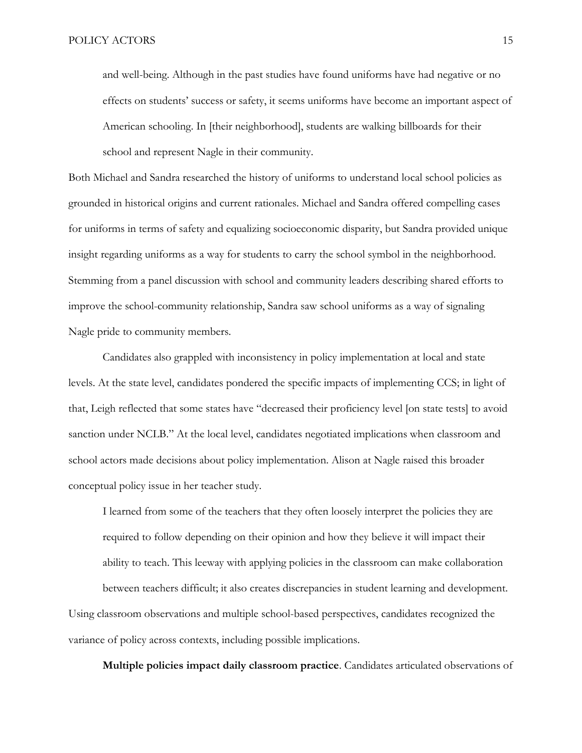> and well-being. Although in the past studies have found uniforms have had negative or no effects on students' success or safety, it seems uniforms have become an important aspect of American schooling. In [their neighborhood], students are walking billboards for their school and represent Nagle in their community.

Both Michael and Sandra researched the history of uniforms to understand local school policies as grounded in historical origins and current rationales. Michael and Sandra offered compelling cases for uniforms in terms of safety and equalizing socioeconomic disparity, but Sandra provided unique insight regarding uniforms as a way for students to carry the school symbol in the neighborhood. Stemming from a panel discussion with school and community leaders describing shared efforts to improve the school-community relationship, Sandra saw school uniforms as a way of signaling Nagle pride to community members.

Candidates also grappled with inconsistency in policy implementation at local and state levels. At the state level, candidates pondered the specific impacts of implementing CCS; in light of that, Leigh reflected that some states have "decreased their proficiency level [on state tests] to avoid sanction under NCLB." At the local level, candidates negotiated implications when classroom and school actors made decisions about policy implementation. Alison at Nagle raised this broader conceptual policy issue in her teacher study.

> I learned from some of the teachers that they often loosely interpret the policies they are required to follow depending on their opinion and how they believe it will impact their ability to teach. This leeway with applying policies in the classroom can make collaboration between teachers difficult; it also creates discrepancies in student learning and development.

Using classroom observations and multiple school-based perspectives, candidates recognized the variance of policy across contexts, including possible implications.

**Multiple policies impact daily classroom practice**. Candidates articulated observations of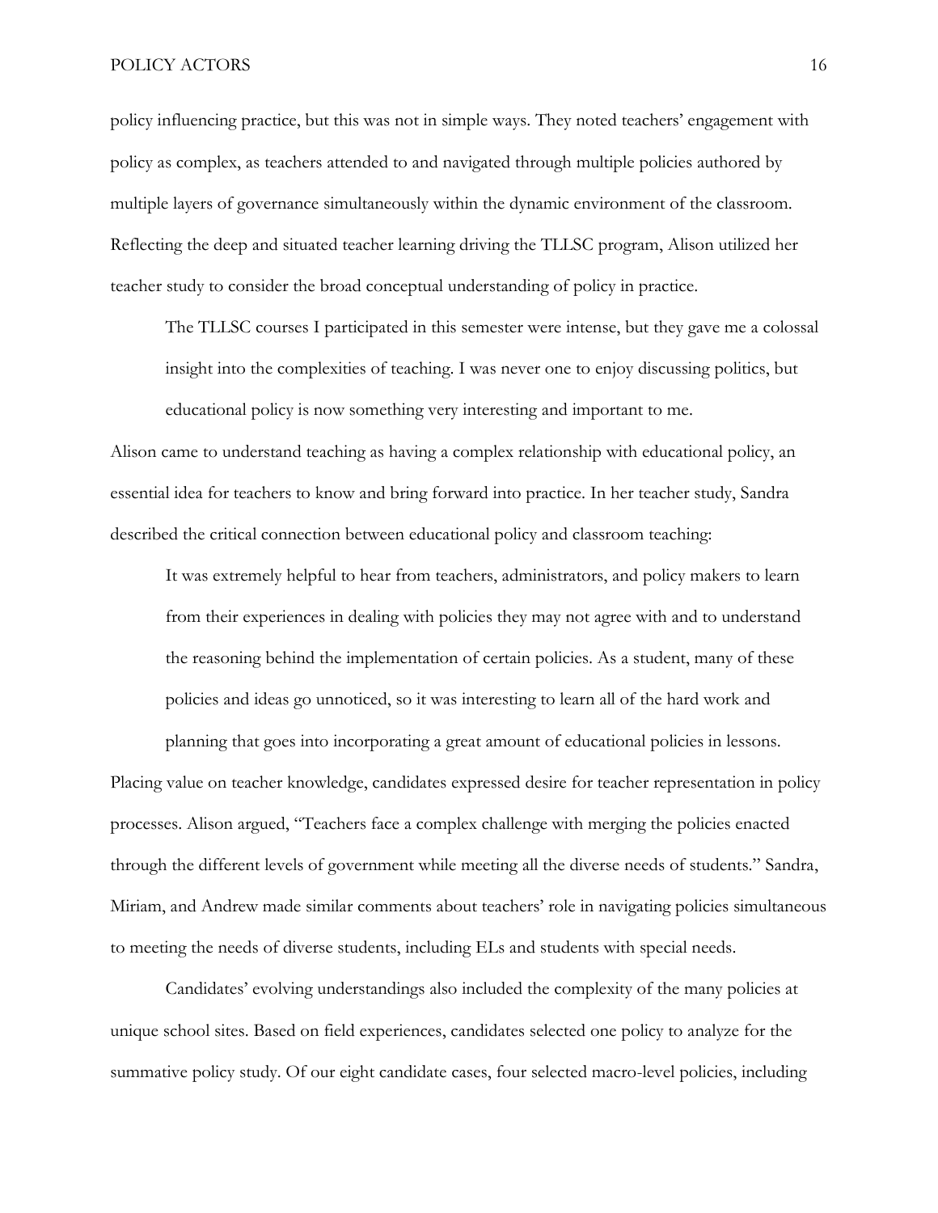policy influencing practice, but this was not in simple ways. They noted teachers' engagement with policy as complex, as teachers attended to and navigated through multiple policies authored by multiple layers of governance simultaneously within the dynamic environment of the classroom. Reflecting the deep and situated teacher learning driving the TLLSC program, Alison utilized her teacher study to consider the broad conceptual understanding of policy in practice.

> The TLLSC courses I participated in this semester were intense, but they gave me a colossal insight into the complexities of teaching. I was never one to enjoy discussing politics, but educational policy is now something very interesting and important to me.

Alison came to understand teaching as having a complex relationship with educational policy, an essential idea for teachers to know and bring forward into practice. In her teacher study, Sandra described the critical connection between educational policy and classroom teaching:

> It was extremely helpful to hear from teachers, administrators, and policy makers to learn from their experiences in dealing with policies they may not agree with and to understand the reasoning behind the implementation of certain policies. As a student, many of these policies and ideas go unnoticed, so it was interesting to learn all of the hard work and planning that goes into incorporating a great amount of educational policies in lessons.

Placing value on teacher knowledge, candidates expressed desire for teacher representation in policy processes. Alison argued, "Teachers face a complex challenge with merging the policies enacted through the different levels of government while meeting all the diverse needs of students." Sandra, Miriam, and Andrew made similar comments about teachers' role in navigating policies simultaneous to meeting the needs of diverse students, including ELs and students with special needs.

Candidates' evolving understandings also included the complexity of the many policies at unique school sites. Based on field experiences, candidates selected one policy to analyze for the summative policy study. Of our eight candidate cases, four selected macro-level policies, including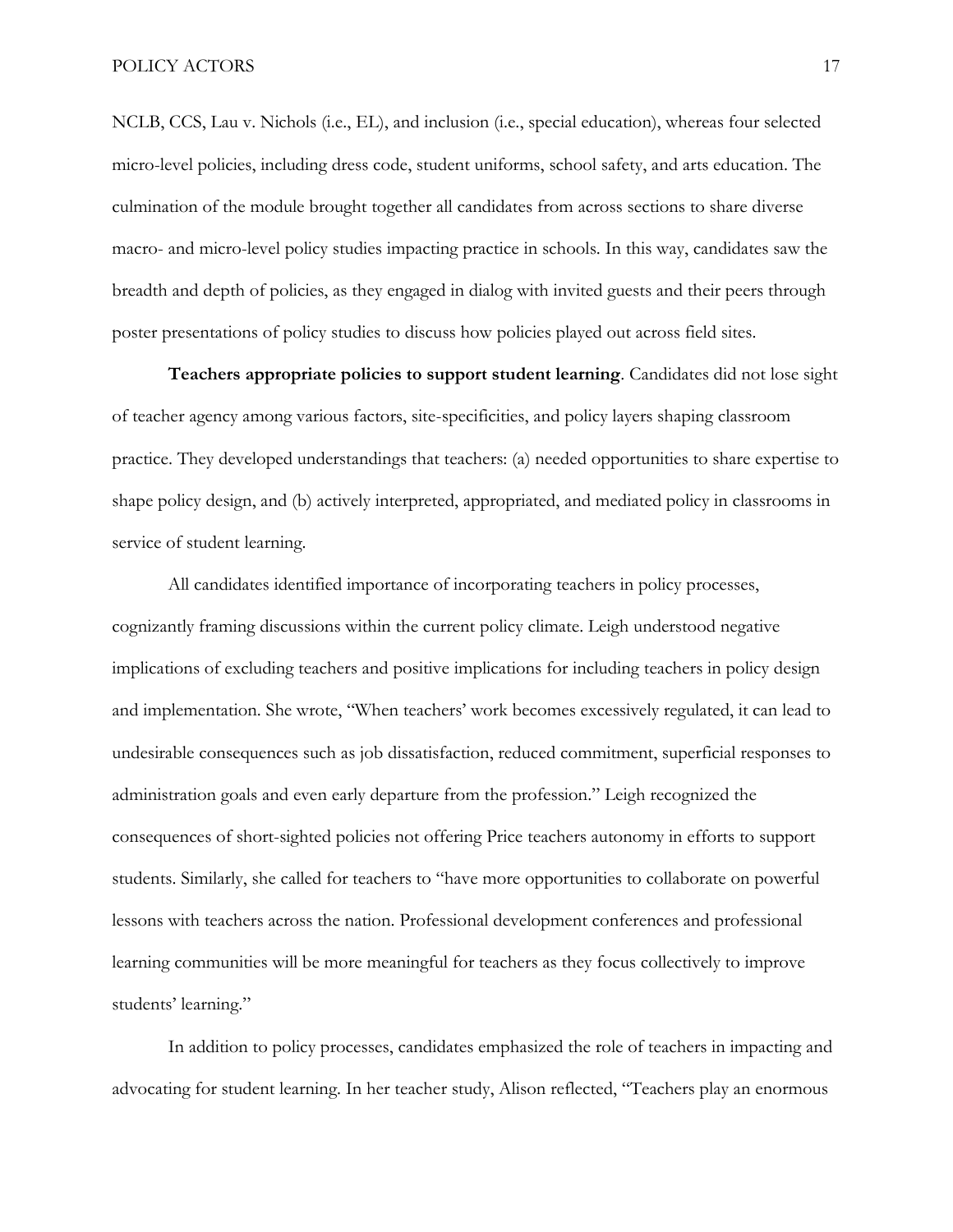NCLB, CCS, Lau v. Nichols (i.e., EL), and inclusion (i.e., special education), whereas four selected micro-level policies, including dress code, student uniforms, school safety, and arts education. The culmination of the module brought together all candidates from across sections to share diverse macro- and micro-level policy studies impacting practice in schools. In this way, candidates saw the breadth and depth of policies, as they engaged in dialog with invited guests and their peers through poster presentations of policy studies to discuss how policies played out across field sites.

**Teachers appropriate policies to support student learning**. Candidates did not lose sight of teacher agency among various factors, site-specificities, and policy layers shaping classroom practice. They developed understandings that teachers: (a) needed opportunities to share expertise to shape policy design, and (b) actively interpreted, appropriated, and mediated policy in classrooms in service of student learning.

All candidates identified importance of incorporating teachers in policy processes, cognizantly framing discussions within the current policy climate. Leigh understood negative implications of excluding teachers and positive implications for including teachers in policy design and implementation. She wrote, "When teachers' work becomes excessively regulated, it can lead to undesirable consequences such as job dissatisfaction, reduced commitment, superficial responses to administration goals and even early departure from the profession." Leigh recognized the consequences of short-sighted policies not offering Price teachers autonomy in efforts to support students. Similarly, she called for teachers to "have more opportunities to collaborate on powerful lessons with teachers across the nation. Professional development conferences and professional learning communities will be more meaningful for teachers as they focus collectively to improve students' learning."

In addition to policy processes, candidates emphasized the role of teachers in impacting and advocating for student learning. In her teacher study, Alison reflected, "Teachers play an enormous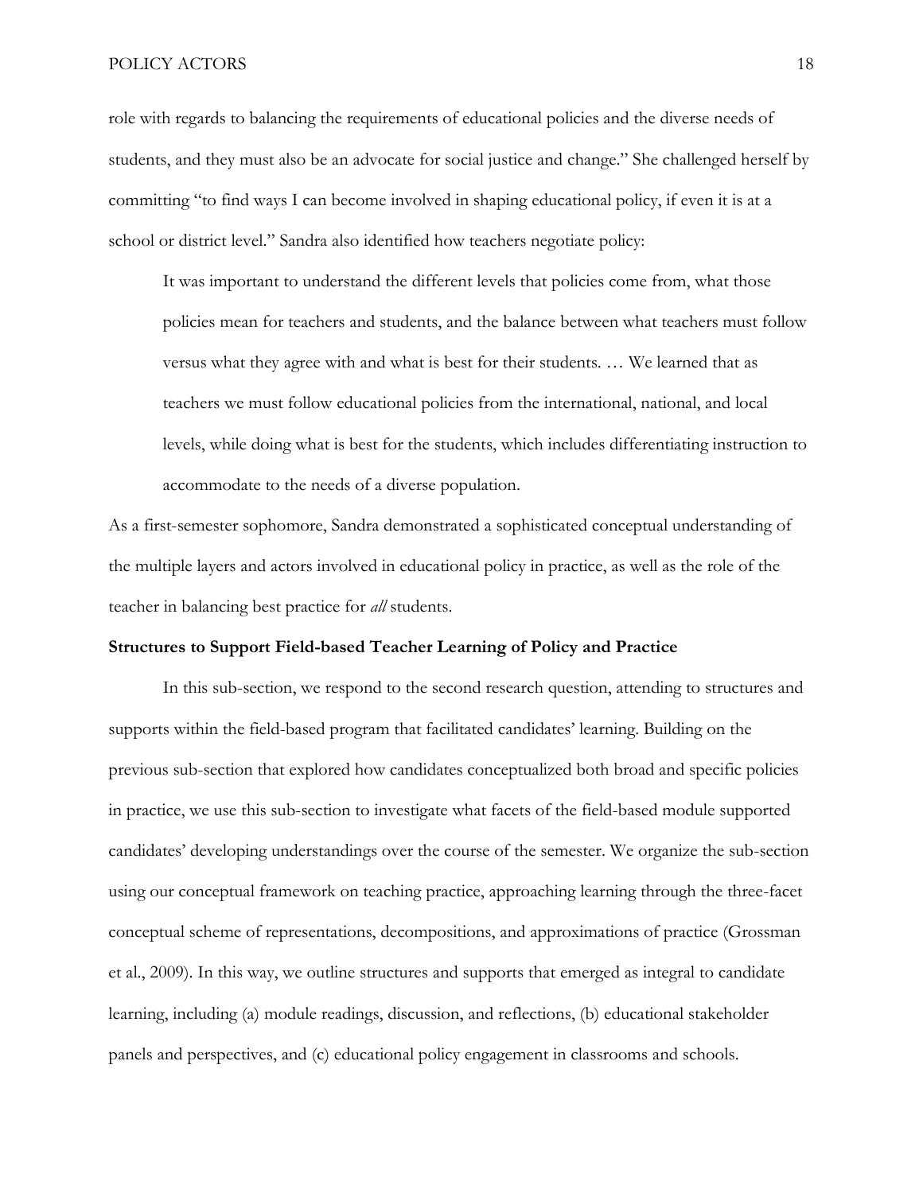role with regards to balancing the requirements of educational policies and the diverse needs of students, and they must also be an advocate for social justice and change." She challenged herself by committing "to find ways I can become involved in shaping educational policy, if even it is at a school or district level." Sandra also identified how teachers negotiate policy:

> It was important to understand the different levels that policies come from, what those policies mean for teachers and students, and the balance between what teachers must follow versus what they agree with and what is best for their students. … We learned that as teachers we must follow educational policies from the international, national, and local levels, while doing what is best for the students, which includes differentiating instruction to accommodate to the needs of a diverse population.

As a first-semester sophomore, Sandra demonstrated a sophisticated conceptual understanding of the multiple layers and actors involved in educational policy in practice, as well as the role of the teacher in balancing best practice for *all* students.

### Structures to Support Field-based Teacher Learning of Policy and Practice

In this sub-section, we respond to the second research question, attending to structures and supports within the field-based program that facilitated candidates' learning. Building on the previous sub-section that explored how candidates conceptualized both broad and specific policies in practice, we use this sub-section to investigate what facets of the field-based module supported candidates' developing understandings over the course of the semester. We organize the sub-section using our conceptual framework on teaching practice, approaching learning through the three-facet conceptual scheme of representations, decompositions, and approximations of practice (Grossman et al., 2009). In this way, we outline structures and supports that emerged as integral to candidate learning, including (a) module readings, discussion, and reflections, (b) educational stakeholder panels and perspectives, and (c) educational policy engagement in classrooms and schools.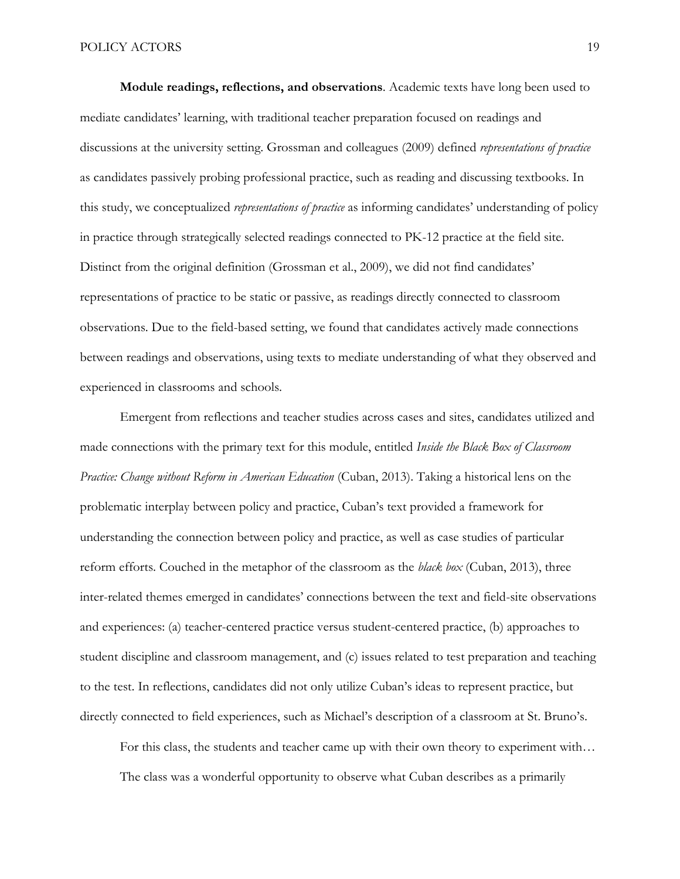**Module readings, reflections, and observations**. Academic texts have long been used to mediate candidates' learning, with traditional teacher preparation focused on readings and discussions at the university setting. Grossman and colleagues (2009) defined *representations of practice* as candidates passively probing professional practice, such as reading and discussing textbooks. In this study, we conceptualized *representations of practice* as informing candidates' understanding of policy in practice through strategically selected readings connected to PK-12 practice at the field site. Distinct from the original definition (Grossman et al., 2009), we did not find candidates' representations of practice to be static or passive, as readings directly connected to classroom observations. Due to the field-based setting, we found that candidates actively made connections between readings and observations, using texts to mediate understanding of what they observed and experienced in classrooms and schools.

Emergent from reflections and teacher studies across cases and sites, candidates utilized and made connections with the primary text for this module, entitled *Inside the Black Box of Classroom Practice: Change without Reform in American Education* (Cuban, 2013). Taking a historical lens on the problematic interplay between policy and practice, Cuban's text provided a framework for understanding the connection between policy and practice, as well as case studies of particular reform efforts. Couched in the metaphor of the classroom as the *black box* (Cuban, 2013), three inter-related themes emerged in candidates' connections between the text and field-site observations and experiences: (a) teacher-centered practice versus student-centered practice, (b) approaches to student discipline and classroom management, and (c) issues related to test preparation and teaching to the test. In reflections, candidates did not only utilize Cuban's ideas to represent practice, but directly connected to field experiences, such as Michael's description of a classroom at St. Bruno's.

> For this class, the students and teacher came up with their own theory to experiment with… The class was a wonderful opportunity to observe what Cuban describes as a primarily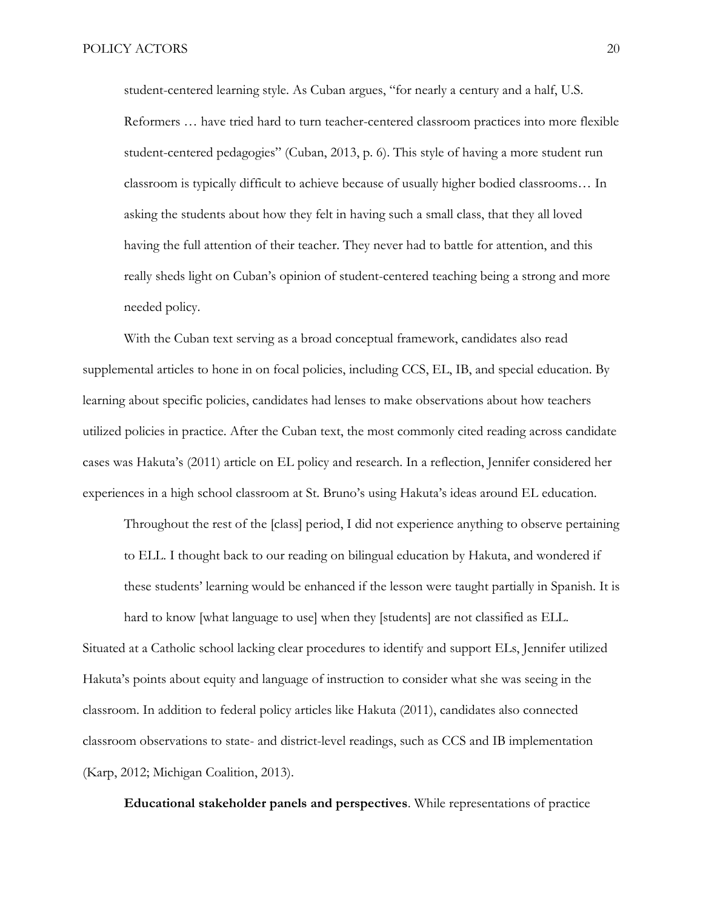student-centered learning style. As Cuban argues, "for nearly a century and a half, U.S. Reformers … have tried hard to turn teacher-centered classroom practices into more flexible student-centered pedagogies" (Cuban, 2013, p. 6). This style of having a more student run classroom is typically difficult to achieve because of usually higher bodied classrooms… In asking the students about how they felt in having such a small class, that they all loved having the full attention of their teacher. They never had to battle for attention, and this really sheds light on Cuban's opinion of student-centered teaching being a strong and more needed policy.

With the Cuban text serving as a broad conceptual framework, candidates also read supplemental articles to hone in on focal policies, including CCS, EL, IB, and special education. By learning about specific policies, candidates had lenses to make observations about how teachers utilized policies in practice. After the Cuban text, the most commonly cited reading across candidate cases was Hakuta's (2011) article on EL policy and research. In a reflection, Jennifer considered her experiences in a high school classroom at St. Bruno's using Hakuta's ideas around EL education.

> Throughout the rest of the [class] period, I did not experience anything to observe pertaining to ELL. I thought back to our reading on bilingual education by Hakuta, and wondered if these students' learning would be enhanced if the lesson were taught partially in Spanish. It is hard to know [what language to use] when they [students] are not classified as ELL.

Situated at a Catholic school lacking clear procedures to identify and support ELs, Jennifer utilized Hakuta's points about equity and language of instruction to consider what she was seeing in the classroom. In addition to federal policy articles like Hakuta (2011), candidates also connected classroom observations to state- and district-level readings, such as CCS and IB implementation (Karp, 2012; Michigan Coalition, 2013).

**Educational stakeholder panels and perspectives**. While representations of practice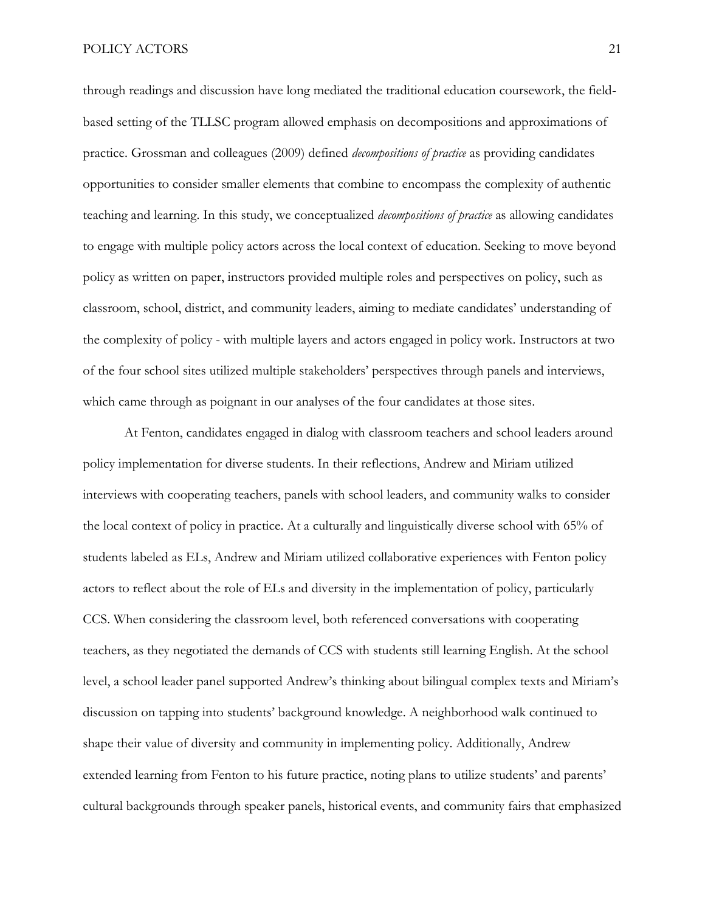through readings and discussion have long mediated the traditional education coursework, the field-based setting of the TLLSC program allowed emphasis on decompositions and approximations of practice. Grossman and colleagues (2009) defined *decompositions of practice* as providing candidates opportunities to consider smaller elements that combine to encompass the complexity of authentic teaching and learning. In this study, we conceptualized *decompositions of practice* as allowing candidates to engage with multiple policy actors across the local context of education. Seeking to move beyond policy as written on paper, instructors provided multiple roles and perspectives on policy, such as classroom, school, district, and community leaders, aiming to mediate candidates' understanding of the complexity of policy - with multiple layers and actors engaged in policy work. Instructors at two of the four school sites utilized multiple stakeholders' perspectives through panels and interviews, which came through as poignant in our analyses of the four candidates at those sites.

At Fenton, candidates engaged in dialog with classroom teachers and school leaders around policy implementation for diverse students. In their reflections, Andrew and Miriam utilized interviews with cooperating teachers, panels with school leaders, and community walks to consider the local context of policy in practice. At a culturally and linguistically diverse school with 65% of students labeled as ELs, Andrew and Miriam utilized collaborative experiences with Fenton policy actors to reflect about the role of ELs and diversity in the implementation of policy, particularly CCS. When considering the classroom level, both referenced conversations with cooperating teachers, as they negotiated the demands of CCS with students still learning English. At the school level, a school leader panel supported Andrew's thinking about bilingual complex texts and Miriam's discussion on tapping into students' background knowledge. A neighborhood walk continued to shape their value of diversity and community in implementing policy. Additionally, Andrew extended learning from Fenton to his future practice, noting plans to utilize students' and parents' cultural backgrounds through speaker panels, historical events, and community fairs that emphasized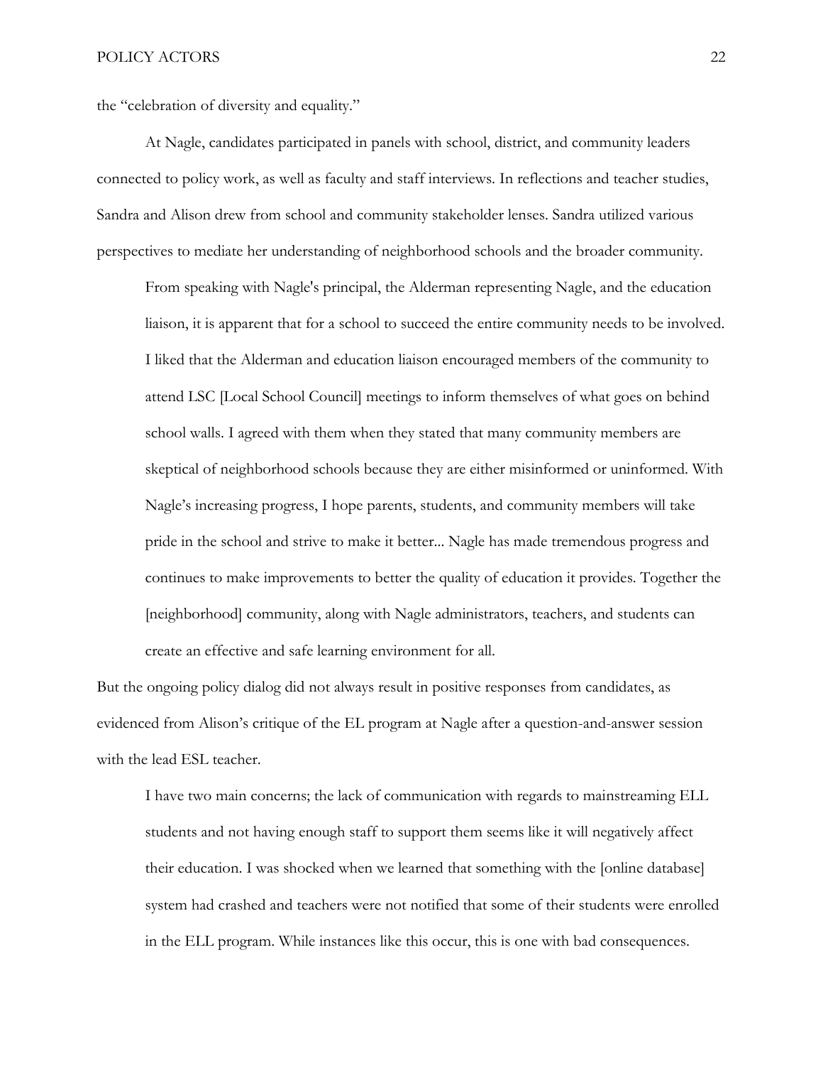the "celebration of diversity and equality."

At Nagle, candidates participated in panels with school, district, and community leaders connected to policy work, as well as faculty and staff interviews. In reflections and teacher studies, Sandra and Alison drew from school and community stakeholder lenses. Sandra utilized various perspectives to mediate her understanding of neighborhood schools and the broader community.

> From speaking with Nagle's principal, the Alderman representing Nagle, and the education liaison, it is apparent that for a school to succeed the entire community needs to be involved. I liked that the Alderman and education liaison encouraged members of the community to attend LSC [Local School Council] meetings to inform themselves of what goes on behind school walls. I agreed with them when they stated that many community members are skeptical of neighborhood schools because they are either misinformed or uninformed. With Nagle's increasing progress, I hope parents, students, and community members will take pride in the school and strive to make it better... Nagle has made tremendous progress and continues to make improvements to better the quality of education it provides. Together the [neighborhood] community, along with Nagle administrators, teachers, and students can create an effective and safe learning environment for all.

But the ongoing policy dialog did not always result in positive responses from candidates, as evidenced from Alison's critique of the EL program at Nagle after a question-and-answer session with the lead ESL teacher.

> I have two main concerns; the lack of communication with regards to mainstreaming ELL students and not having enough staff to support them seems like it will negatively affect their education. I was shocked when we learned that something with the [online database] system had crashed and teachers were not notified that some of their students were enrolled in the ELL program. While instances like this occur, this is one with bad consequences.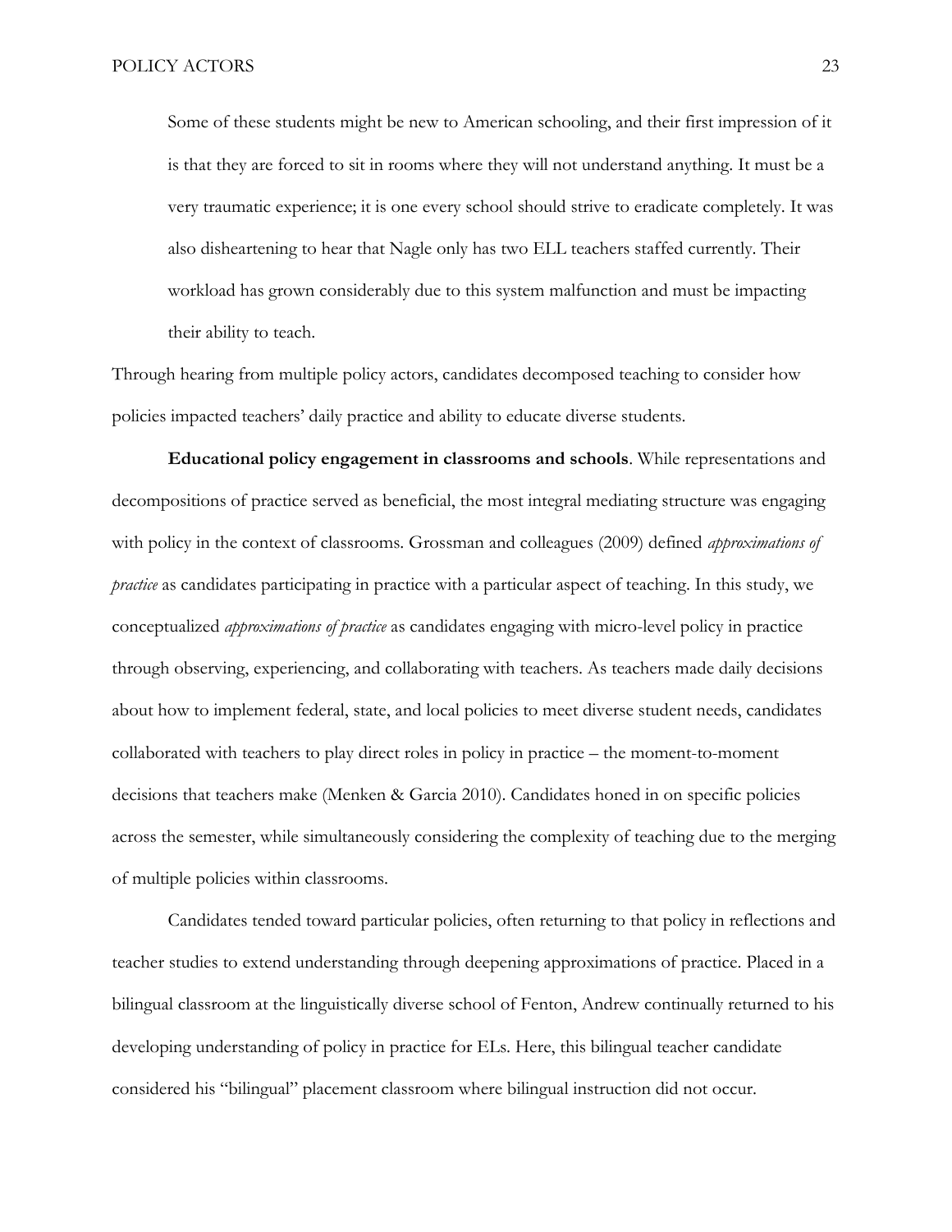> Some of these students might be new to American schooling, and their first impression of it is that they are forced to sit in rooms where they will not understand anything. It must be a very traumatic experience; it is one every school should strive to eradicate completely. It was also disheartening to hear that Nagle only has two ELL teachers staffed currently. Their workload has grown considerably due to this system malfunction and must be impacting their ability to teach.

Through hearing from multiple policy actors, candidates decomposed teaching to consider how policies impacted teachers' daily practice and ability to educate diverse students.

**Educational policy engagement in classrooms and schools**. While representations and decompositions of practice served as beneficial, the most integral mediating structure was engaging with policy in the context of classrooms. Grossman and colleagues (2009) defined *approximations of practice* as candidates participating in practice with a particular aspect of teaching. In this study, we conceptualized *approximations of practice* as candidates engaging with micro-level policy in practice through observing, experiencing, and collaborating with teachers. As teachers made daily decisions about how to implement federal, state, and local policies to meet diverse student needs, candidates collaborated with teachers to play direct roles in policy in practice – the moment-to-moment decisions that teachers make (Menken & Garcia 2010). Candidates honed in on specific policies across the semester, while simultaneously considering the complexity of teaching due to the merging of multiple policies within classrooms.

Candidates tended toward particular policies, often returning to that policy in reflections and teacher studies to extend understanding through deepening approximations of practice. Placed in a bilingual classroom at the linguistically diverse school of Fenton, Andrew continually returned to his developing understanding of policy in practice for ELs. Here, this bilingual teacher candidate considered his "bilingual" placement classroom where bilingual instruction did not occur.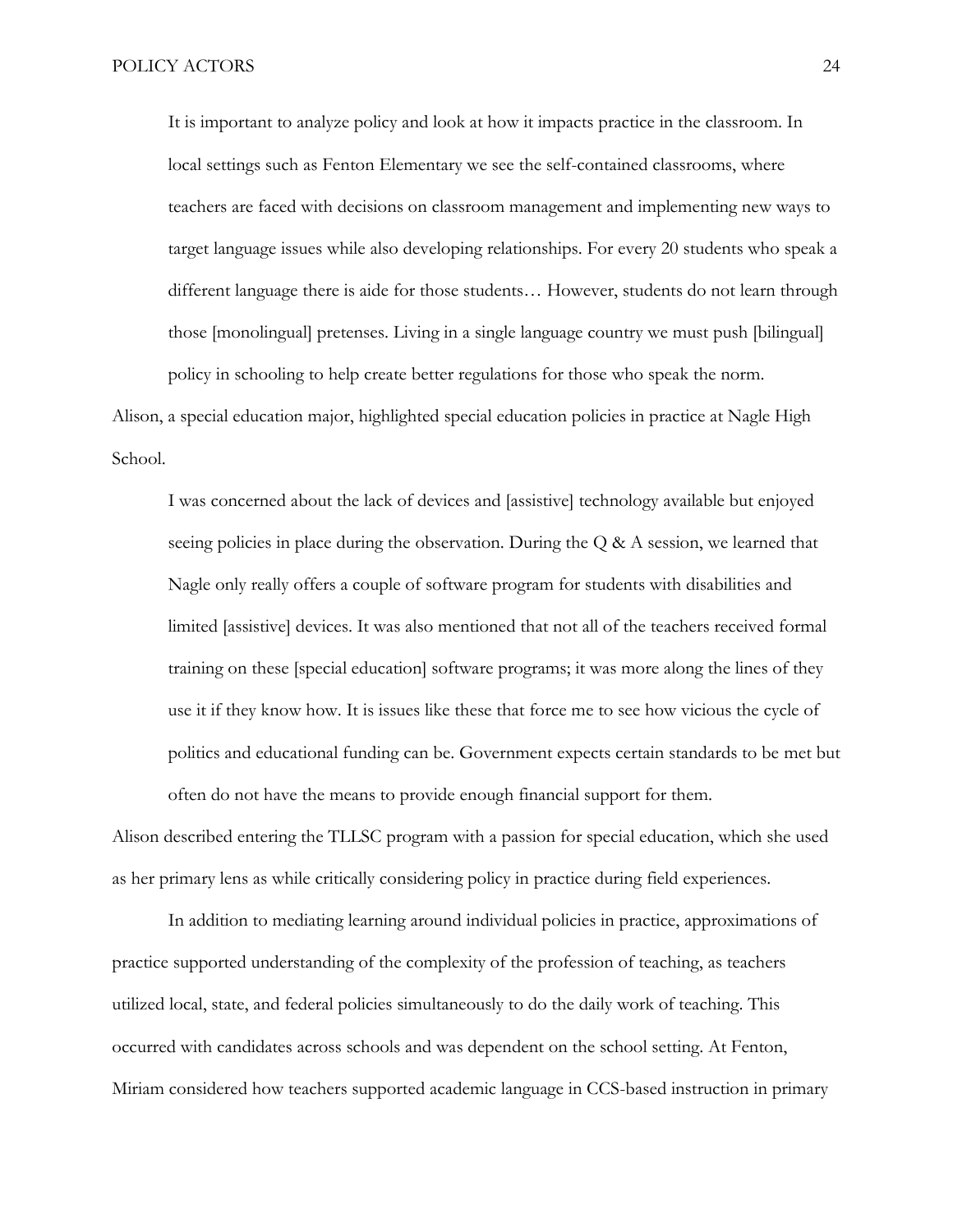> It is important to analyze policy and look at how it impacts practice in the classroom. In local settings such as Fenton Elementary we see the self-contained classrooms, where teachers are faced with decisions on classroom management and implementing new ways to target language issues while also developing relationships. For every 20 students who speak a different language there is aide for those students… However, students do not learn through those [monolingual] pretenses. Living in a single language country we must push [bilingual] policy in schooling to help create better regulations for those who speak the norm.

Alison, a special education major, highlighted special education policies in practice at Nagle High School.

> I was concerned about the lack of devices and [assistive] technology available but enjoyed seeing policies in place during the observation. During the Q & A session, we learned that Nagle only really offers a couple of software program for students with disabilities and limited [assistive] devices. It was also mentioned that not all of the teachers received formal training on these [special education] software programs; it was more along the lines of they use it if they know how. It is issues like these that force me to see how vicious the cycle of politics and educational funding can be. Government expects certain standards to be met but often do not have the means to provide enough financial support for them.

Alison described entering the TLLSC program with a passion for special education, which she used as her primary lens as while critically considering policy in practice during field experiences.

In addition to mediating learning around individual policies in practice, approximations of practice supported understanding of the complexity of the profession of teaching, as teachers utilized local, state, and federal policies simultaneously to do the daily work of teaching. This occurred with candidates across schools and was dependent on the school setting. At Fenton, Miriam considered how teachers supported academic language in CCS-based instruction in primary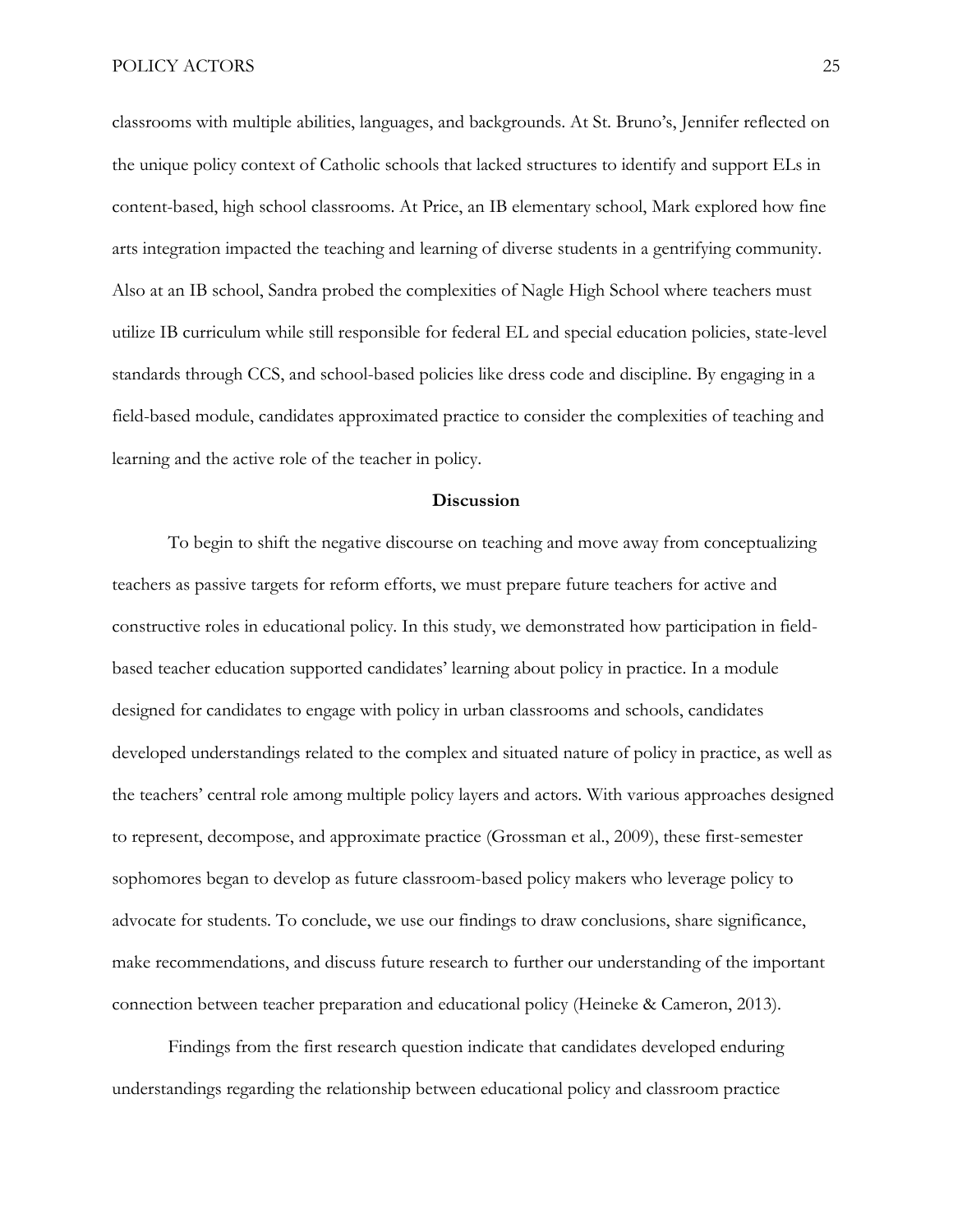classrooms with multiple abilities, languages, and backgrounds. At St. Bruno's, Jennifer reflected on the unique policy context of Catholic schools that lacked structures to identify and support ELs in content-based, high school classrooms. At Price, an IB elementary school, Mark explored how fine arts integration impacted the teaching and learning of diverse students in a gentrifying community. Also at an IB school, Sandra probed the complexities of Nagle High School where teachers must utilize IB curriculum while still responsible for federal EL and special education policies, state-level standards through CCS, and school-based policies like dress code and discipline. By engaging in a field-based module, candidates approximated practice to consider the complexities of teaching and learning and the active role of the teacher in policy.

## Discussion

To begin to shift the negative discourse on teaching and move away from conceptualizing teachers as passive targets for reform efforts, we must prepare future teachers for active and constructive roles in educational policy. In this study, we demonstrated how participation in field-based teacher education supported candidates' learning about policy in practice. In a module designed for candidates to engage with policy in urban classrooms and schools, candidates developed understandings related to the complex and situated nature of policy in practice, as well as the teachers' central role among multiple policy layers and actors. With various approaches designed to represent, decompose, and approximate practice (Grossman et al., 2009), these first-semester sophomores began to develop as future classroom-based policy makers who leverage policy to advocate for students. To conclude, we use our findings to draw conclusions, share significance, make recommendations, and discuss future research to further our understanding of the important connection between teacher preparation and educational policy (Heineke & Cameron, 2013).

Findings from the first research question indicate that candidates developed enduring understandings regarding the relationship between educational policy and classroom practice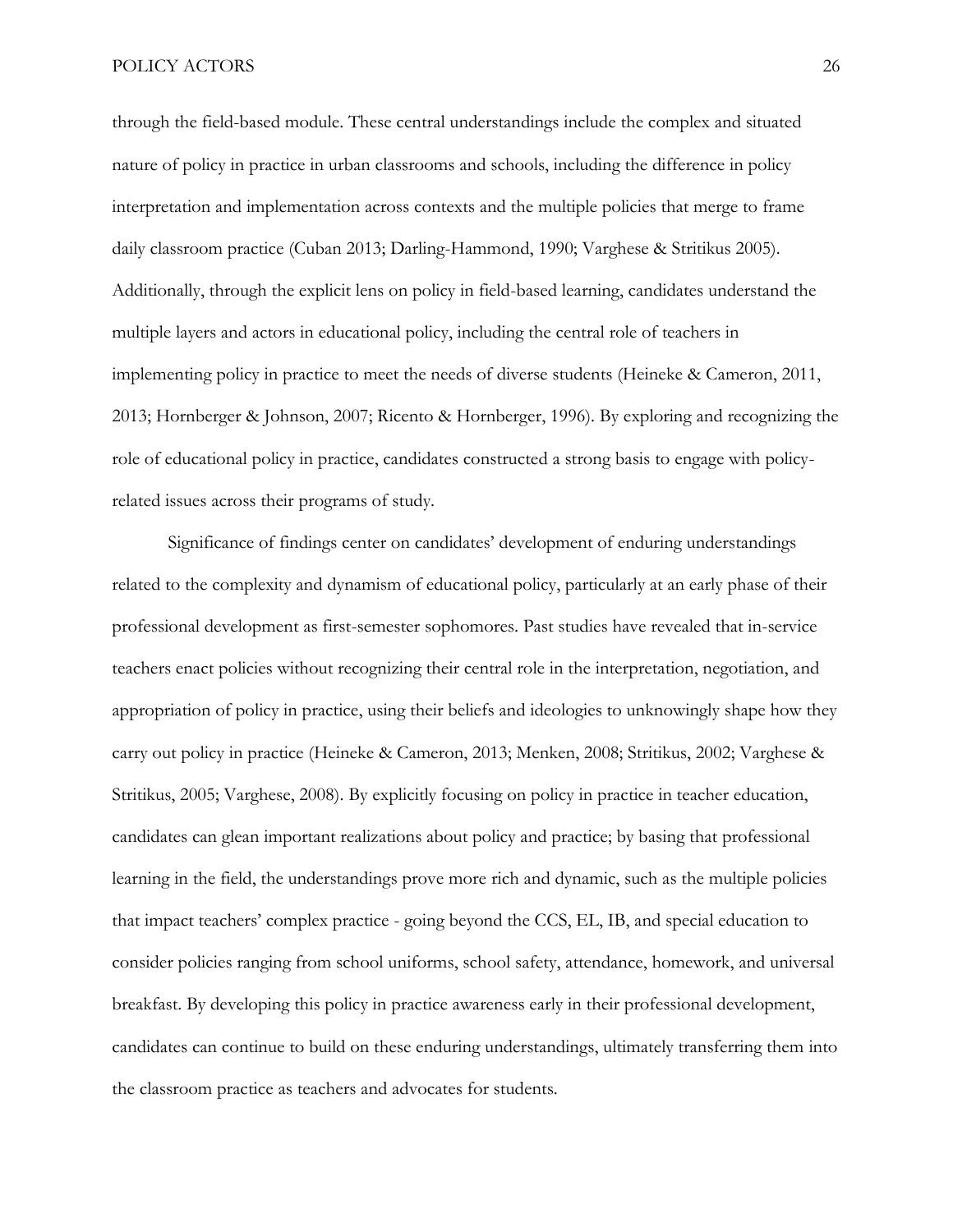through the field-based module. These central understandings include the complex and situated nature of policy in practice in urban classrooms and schools, including the difference in policy interpretation and implementation across contexts and the multiple policies that merge to frame daily classroom practice (Cuban 2013; Darling-Hammond, 1990; Varghese & Stritikus 2005). Additionally, through the explicit lens on policy in field-based learning, candidates understand the multiple layers and actors in educational policy, including the central role of teachers in implementing policy in practice to meet the needs of diverse students (Heineke & Cameron, 2011, 2013; Hornberger & Johnson, 2007; Ricento & Hornberger, 1996). By exploring and recognizing the role of educational policy in practice, candidates constructed a strong basis to engage with policy-related issues across their programs of study.

Significance of findings center on candidates' development of enduring understandings related to the complexity and dynamism of educational policy, particularly at an early phase of their professional development as first-semester sophomores. Past studies have revealed that in-service teachers enact policies without recognizing their central role in the interpretation, negotiation, and appropriation of policy in practice, using their beliefs and ideologies to unknowingly shape how they carry out policy in practice (Heineke & Cameron, 2013; Menken, 2008; Stritikus, 2002; Varghese & Stritikus, 2005; Varghese, 2008). By explicitly focusing on policy in practice in teacher education, candidates can glean important realizations about policy and practice; by basing that professional learning in the field, the understandings prove more rich and dynamic, such as the multiple policies that impact teachers' complex practice - going beyond the CCS, EL, IB, and special education to consider policies ranging from school uniforms, school safety, attendance, homework, and universal breakfast. By developing this policy in practice awareness early in their professional development, candidates can continue to build on these enduring understandings, ultimately transferring them into the classroom practice as teachers and advocates for students.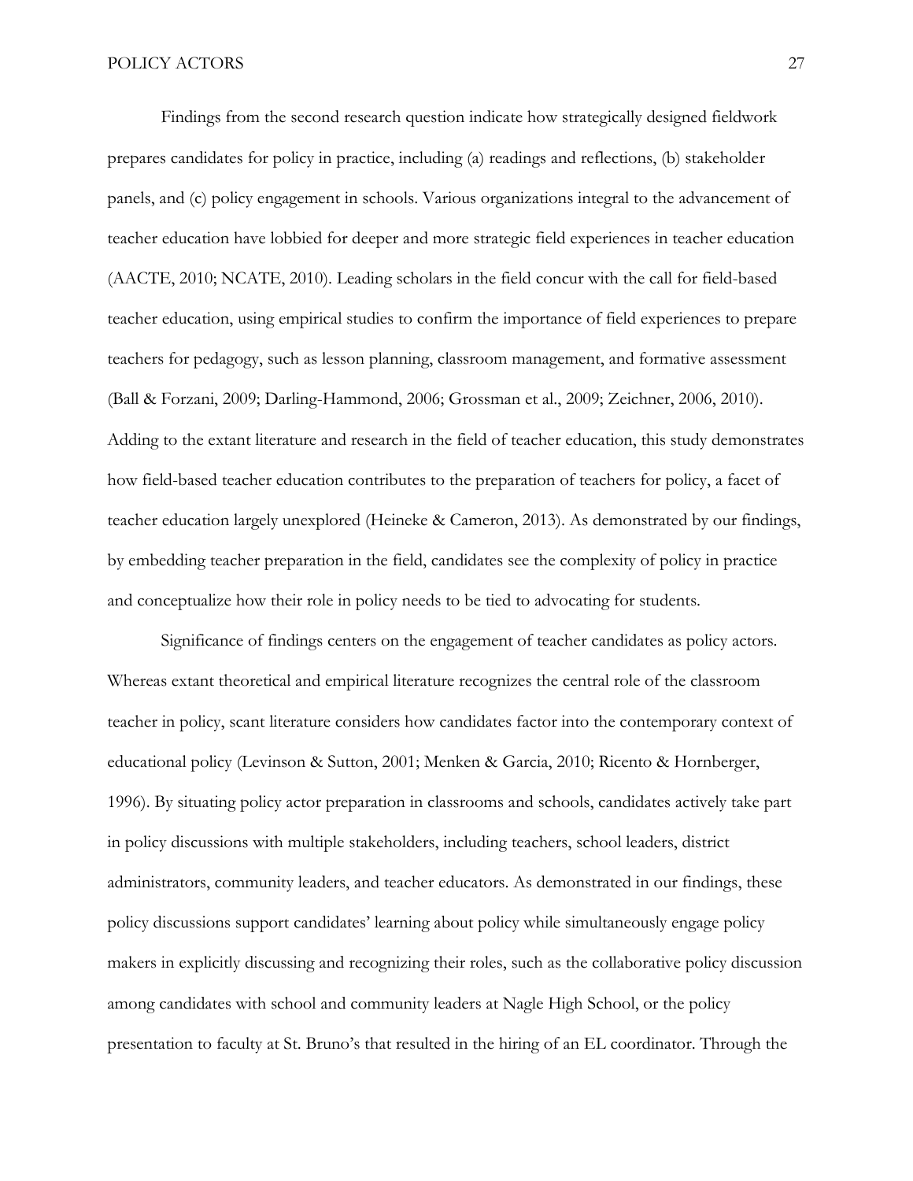Findings from the second research question indicate how strategically designed fieldwork prepares candidates for policy in practice, including (a) readings and reflections, (b) stakeholder panels, and (c) policy engagement in schools. Various organizations integral to the advancement of teacher education have lobbied for deeper and more strategic field experiences in teacher education (AACTE, 2010; NCATE, 2010). Leading scholars in the field concur with the call for field-based teacher education, using empirical studies to confirm the importance of field experiences to prepare teachers for pedagogy, such as lesson planning, classroom management, and formative assessment (Ball & Forzani, 2009; Darling-Hammond, 2006; Grossman et al., 2009; Zeichner, 2006, 2010). Adding to the extant literature and research in the field of teacher education, this study demonstrates how field-based teacher education contributes to the preparation of teachers for policy, a facet of teacher education largely unexplored (Heineke & Cameron, 2013). As demonstrated by our findings, by embedding teacher preparation in the field, candidates see the complexity of policy in practice and conceptualize how their role in policy needs to be tied to advocating for students.

Significance of findings centers on the engagement of teacher candidates as policy actors. Whereas extant theoretical and empirical literature recognizes the central role of the classroom teacher in policy, scant literature considers how candidates factor into the contemporary context of educational policy (Levinson & Sutton, 2001; Menken & Garcia, 2010; Ricento & Hornberger, 1996). By situating policy actor preparation in classrooms and schools, candidates actively take part in policy discussions with multiple stakeholders, including teachers, school leaders, district administrators, community leaders, and teacher educators. As demonstrated in our findings, these policy discussions support candidates' learning about policy while simultaneously engage policy makers in explicitly discussing and recognizing their roles, such as the collaborative policy discussion among candidates with school and community leaders at Nagle High School, or the policy presentation to faculty at St. Bruno's that resulted in the hiring of an EL coordinator. Through the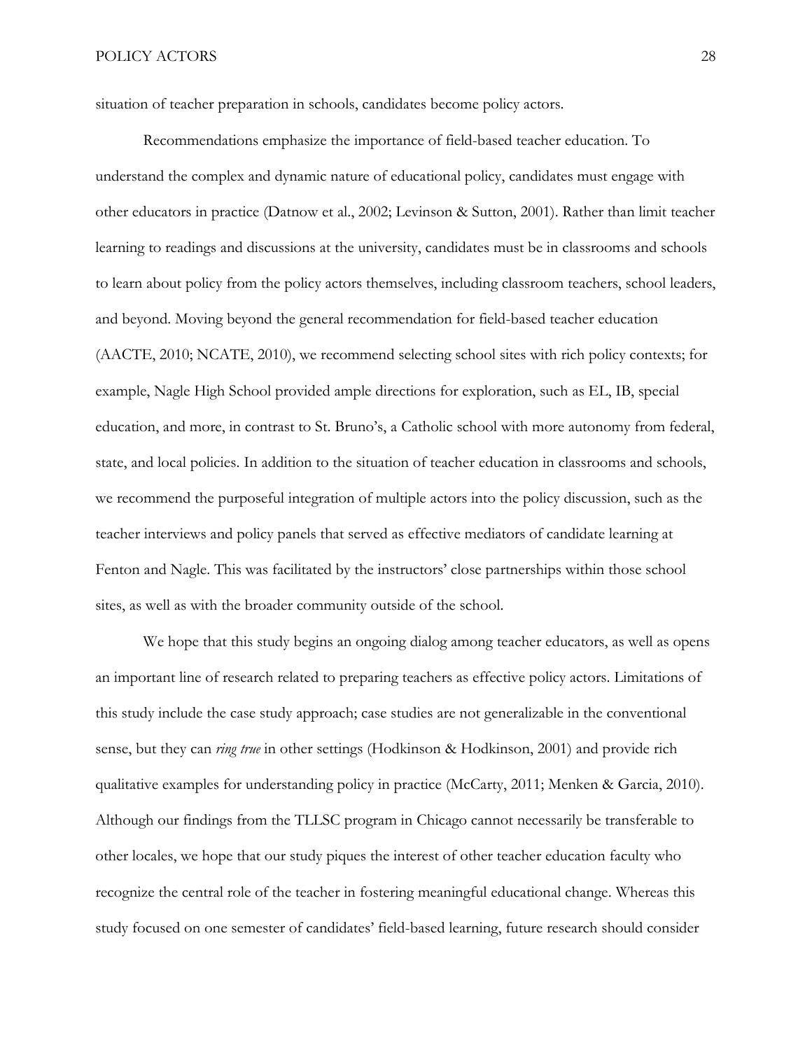situation of teacher preparation in schools, candidates become policy actors.

Recommendations emphasize the importance of field-based teacher education. To understand the complex and dynamic nature of educational policy, candidates must engage with other educators in practice (Datnow et al., 2002; Levinson & Sutton, 2001). Rather than limit teacher learning to readings and discussions at the university, candidates must be in classrooms and schools to learn about policy from the policy actors themselves, including classroom teachers, school leaders, and beyond. Moving beyond the general recommendation for field-based teacher education (AACTE, 2010; NCATE, 2010), we recommend selecting school sites with rich policy contexts; for example, Nagle High School provided ample directions for exploration, such as EL, IB, special education, and more, in contrast to St. Bruno's, a Catholic school with more autonomy from federal, state, and local policies. In addition to the situation of teacher education in classrooms and schools, we recommend the purposeful integration of multiple actors into the policy discussion, such as the teacher interviews and policy panels that served as effective mediators of candidate learning at Fenton and Nagle. This was facilitated by the instructors' close partnerships within those school sites, as well as with the broader community outside of the school.

We hope that this study begins an ongoing dialog among teacher educators, as well as opens an important line of research related to preparing teachers as effective policy actors. Limitations of this study include the case study approach; case studies are not generalizable in the conventional sense, but they can *ring true* in other settings (Hodkinson & Hodkinson, 2001) and provide rich qualitative examples for understanding policy in practice (McCarty, 2011; Menken & Garcia, 2010). Although our findings from the TLLSC program in Chicago cannot necessarily be transferable to other locales, we hope that our study piques the interest of other teacher education faculty who recognize the central role of the teacher in fostering meaningful educational change. Whereas this study focused on one semester of candidates' field-based learning, future research should consider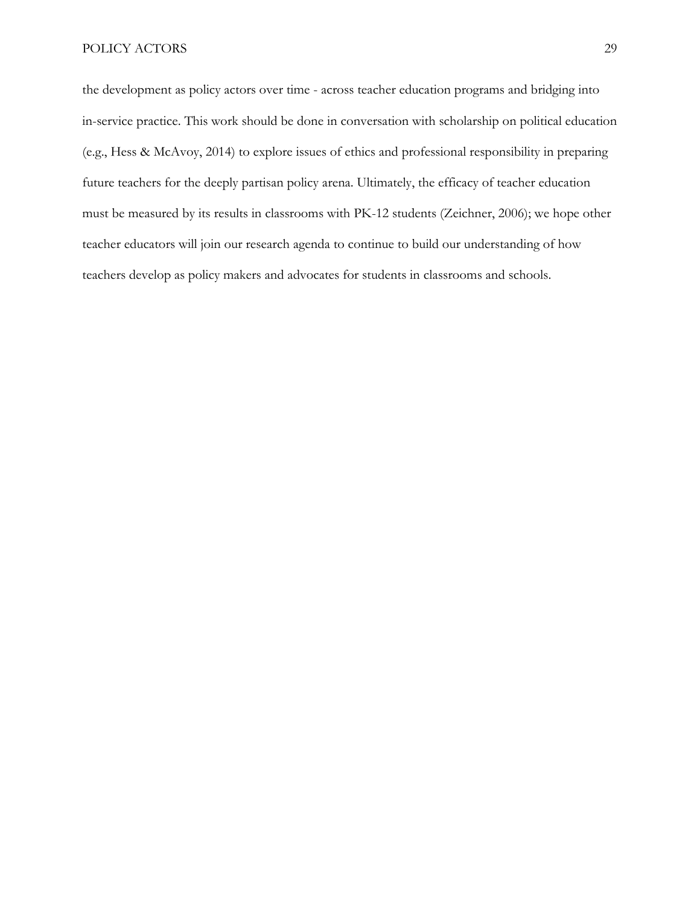the development as policy actors over time - across teacher education programs and bridging into in-service practice. This work should be done in conversation with scholarship on political education (e.g., Hess & McAvoy, 2014) to explore issues of ethics and professional responsibility in preparing future teachers for the deeply partisan policy arena. Ultimately, the efficacy of teacher education must be measured by its results in classrooms with PK-12 students (Zeichner, 2006); we hope other teacher educators will join our research agenda to continue to build our understanding of how teachers develop as policy makers and advocates for students in classrooms and schools.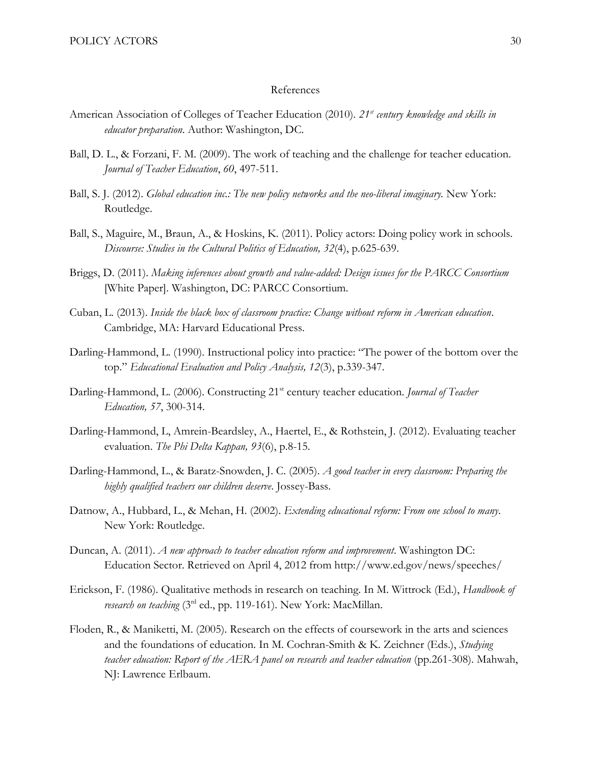# References

American Association of Colleges of Teacher Education (2010). *21st century knowledge and skills in educator preparation*. Author: Washington, DC.

Ball, D. L., & Forzani, F. M. (2009). The work of teaching and the challenge for teacher education. *Journal of Teacher Education*, *60*, 497-511.

Ball, S. J. (2012). *Global education inc.: The new policy networks and the neo-liberal imaginary.* New York: Routledge.

Ball, S., Maguire, M., Braun, A., & Hoskins, K. (2011). Policy actors: Doing policy work in schools. *Discourse: Studies in the Cultural Politics of Education, 32*(4), p.625-639.

Briggs, D. (2011). *Making inferences about growth and value-added: Design issues for the PARCC Consortium* [White Paper]. Washington, DC: PARCC Consortium.

Cuban, L. (2013). *Inside the black box of classroom practice: Change without reform in American education*. Cambridge, MA: Harvard Educational Press.

Darling-Hammond, L. (1990). Instructional policy into practice: "The power of the bottom over the top." *Educational Evaluation and Policy Analysis, 12*(3), p.339-347.

Darling-Hammond, L. (2006). Constructing 21st century teacher education. *Journal of Teacher Education, 57*, 300-314.

Darling-Hammond, L, Amrein-Beardsley, A., Haertel, E., & Rothstein, J. (2012). Evaluating teacher evaluation. *The Phi Delta Kappan, 93*(6), p.8-15.

Darling-Hammond, L., & Baratz-Snowden, J. C. (2005). *A good teacher in every classroom: Preparing the highly qualified teachers our children deserve*. Jossey-Bass.

Datnow, A., Hubbard, L., & Mehan, H. (2002). *Extending educational reform: From one school to many*. New York: Routledge.

Duncan, A. (2011). *A new approach to teacher education reform and improvement*. Washington DC: Education Sector. Retrieved on April 4, 2012 from http://www.ed.gov/news/speeches/

Erickson, F. (1986). Qualitative methods in research on teaching. In M. Wittrock (Ed.), *Handbook of research on teaching* (3rd ed., pp. 119-161). New York: MacMillan.

Floden, R., & Maniketti, M. (2005). Research on the effects of coursework in the arts and sciences and the foundations of education. In M. Cochran-Smith & K. Zeichner (Eds.), *Studying teacher education: Report of the AERA panel on research and teacher education* (pp.261-308). Mahwah, NJ: Lawrence Erlbaum.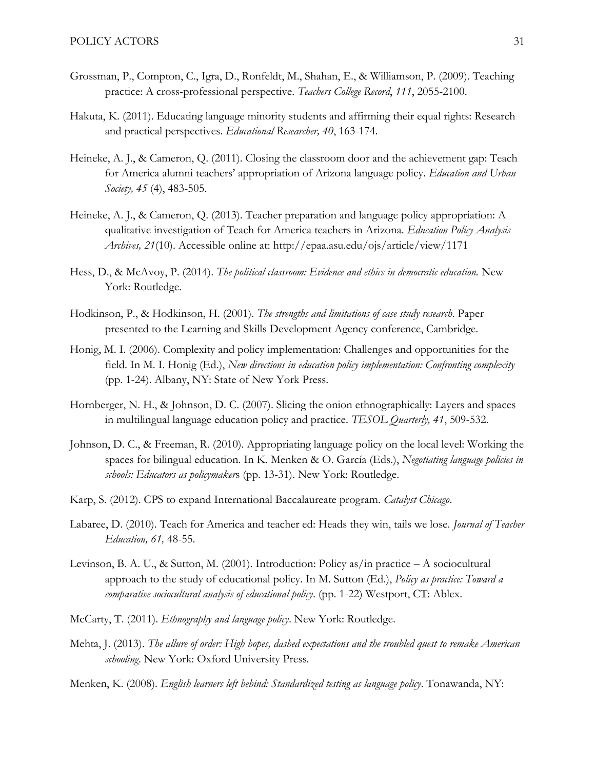Grossman, P., Compton, C., Igra, D., Ronfeldt, M., Shahan, E., & Williamson, P. (2009). Teaching practice: A cross-professional perspective. *Teachers College Record*, *111*, 2055-2100.

Hakuta, K. (2011). Educating language minority students and affirming their equal rights: Research and practical perspectives. *Educational Researcher, 40*, 163-174.

Heineke, A. J., & Cameron, Q. (2011). Closing the classroom door and the achievement gap: Teach for America alumni teachers' appropriation of Arizona language policy. *Education and Urban Society, 45* (4), 483-505.

Heineke, A. J., & Cameron, Q. (2013). Teacher preparation and language policy appropriation: A qualitative investigation of Teach for America teachers in Arizona. *Education Policy Analysis Archives, 21*(10). Accessible online at: http://epaa.asu.edu/ojs/article/view/1171

Hess, D., & McAvoy, P. (2014). *The political classroom: Evidence and ethics in democratic education.* New York: Routledge.

Hodkinson, P., & Hodkinson, H. (2001). *The strengths and limitations of case study research*. Paper presented to the Learning and Skills Development Agency conference, Cambridge.

Honig, M. I. (2006). Complexity and policy implementation: Challenges and opportunities for the field. In M. I. Honig (Ed.), *New directions in education policy implementation: Confronting complexity* (pp. 1-24). Albany, NY: State of New York Press.

Hornberger, N. H., & Johnson, D. C. (2007). Slicing the onion ethnographically: Layers and spaces in multilingual language education policy and practice. *TESOL Quarterly, 41*, 509-532.

Johnson, D. C., & Freeman, R. (2010). Appropriating language policy on the local level: Working the spaces for bilingual education. In K. Menken & O. García (Eds.), *Negotiating language policies in schools: Educators as policymakers* (pp. 13-31). New York: Routledge.

Karp, S. (2012). CPS to expand International Baccalaureate program. *Catalyst Chicago*.

Labaree, D. (2010). Teach for America and teacher ed: Heads they win, tails we lose. *Journal of Teacher Education, 61,* 48-55.

Levinson, B. A. U., & Sutton, M. (2001). Introduction: Policy as/in practice – A sociocultural approach to the study of educational policy. In M. Sutton (Ed.), *Policy as practice: Toward a comparative sociocultural analysis of educational policy*. (pp. 1-22) Westport, CT: Ablex.

McCarty, T. (2011). *Ethnography and language policy*. New York: Routledge.

Mehta, J. (2013). *The allure of order: High hopes, dashed expectations and the troubled quest to remake American schooling*. New York: Oxford University Press.

Menken, K. (2008). *English learners left behind: Standardized testing as language policy*. Tonawanda, NY: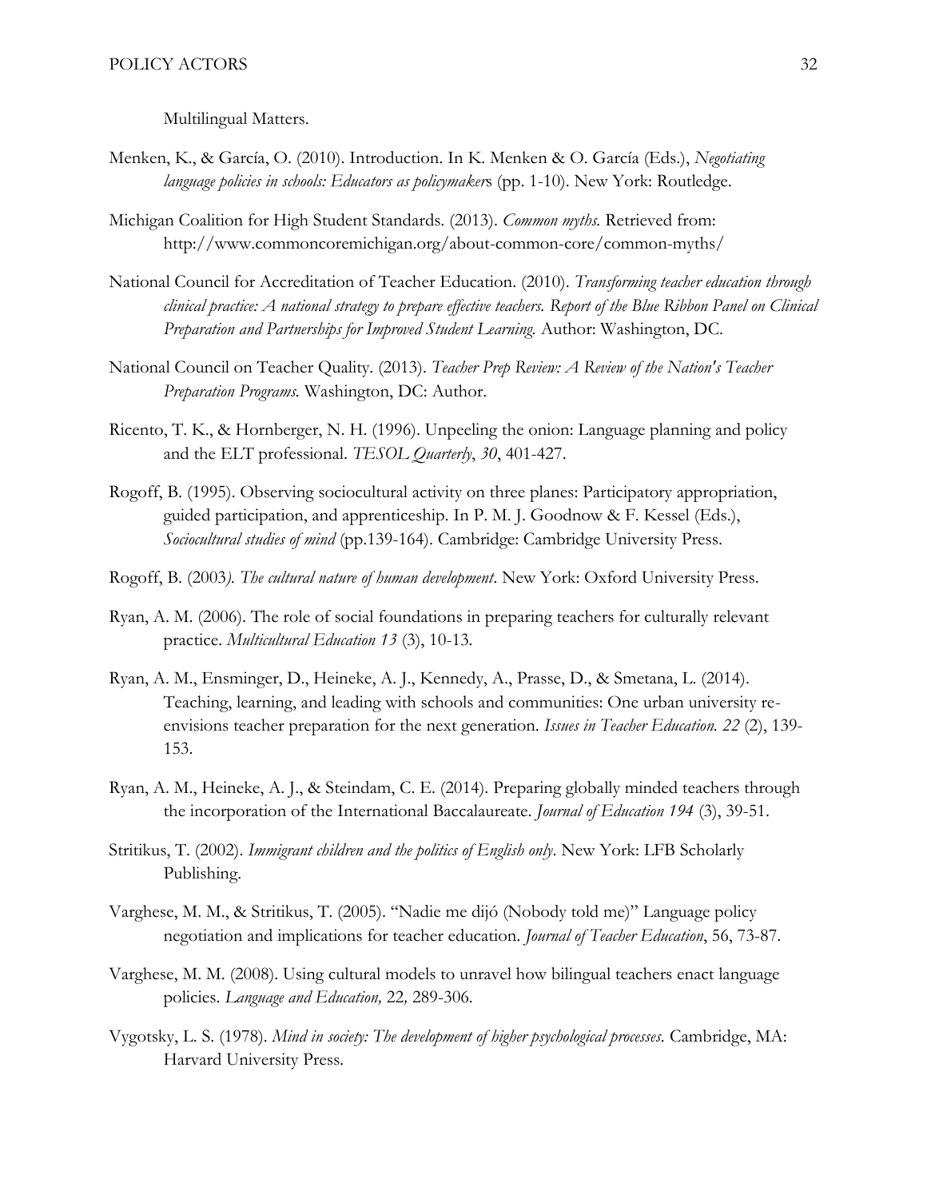Multilingual Matters.

Menken, K., & García, O. (2010). Introduction. In K. Menken & O. García (Eds.), *Negotiating language policies in schools: Educators as policymakers* (pp. 1-10). New York: Routledge.

Michigan Coalition for High Student Standards. (2013). *Common myths.* Retrieved from: http://www.commoncoremichigan.org/about-common-core/common-myths/

National Council for Accreditation of Teacher Education. (2010). *Transforming teacher education through clinical practice: A national strategy to prepare effective teachers. Report of the Blue Ribbon Panel on Clinical Preparation and Partnerships for Improved Student Learning.* Author: Washington, DC.

National Council on Teacher Quality. (2013). *Teacher Prep Review: A Review of the Nation's Teacher Preparation Programs.* Washington, DC: Author.

Ricento, T. K., & Hornberger, N. H. (1996). Unpeeling the onion: Language planning and policy and the ELT professional. *TESOL Quarterly*, *30*, 401-427.

Rogoff, B. (1995). Observing sociocultural activity on three planes: Participatory appropriation, guided participation, and apprenticeship. In P. M. J. Goodnow & F. Kessel (Eds.), *Sociocultural studies of mind* (pp.139-164). Cambridge: Cambridge University Press.

Rogoff, B. (2003*). The cultural nature of human development*. New York: Oxford University Press.

Ryan, A. M. (2006). The role of social foundations in preparing teachers for culturally relevant practice. *Multicultural Education 13* (3), 10-13.

Ryan, A. M., Ensminger, D., Heineke, A. J., Kennedy, A., Prasse, D., & Smetana, L. (2014). Teaching, learning, and leading with schools and communities: One urban university re-envisions teacher preparation for the next generation. *Issues in Teacher Education. 22* (2), 139-153.

Ryan, A. M., Heineke, A. J., & Steindam, C. E. (2014). Preparing globally minded teachers through the incorporation of the International Baccalaureate. *Journal of Education 194* (3), 39-51.

Stritikus, T. (2002). *Immigrant children and the politics of English only*. New York: LFB Scholarly Publishing.

Varghese, M. M., & Stritikus, T. (2005). "Nadie me dijó (Nobody told me)" Language policy negotiation and implications for teacher education. *Journal of Teacher Education*, 56, 73-87.

Varghese, M. M. (2008). Using cultural models to unravel how bilingual teachers enact language policies. *Language and Education,* 22*,* 289-306.

Vygotsky, L. S. (1978). *Mind in society: The development of higher psychological processes.* Cambridge, MA: Harvard University Press.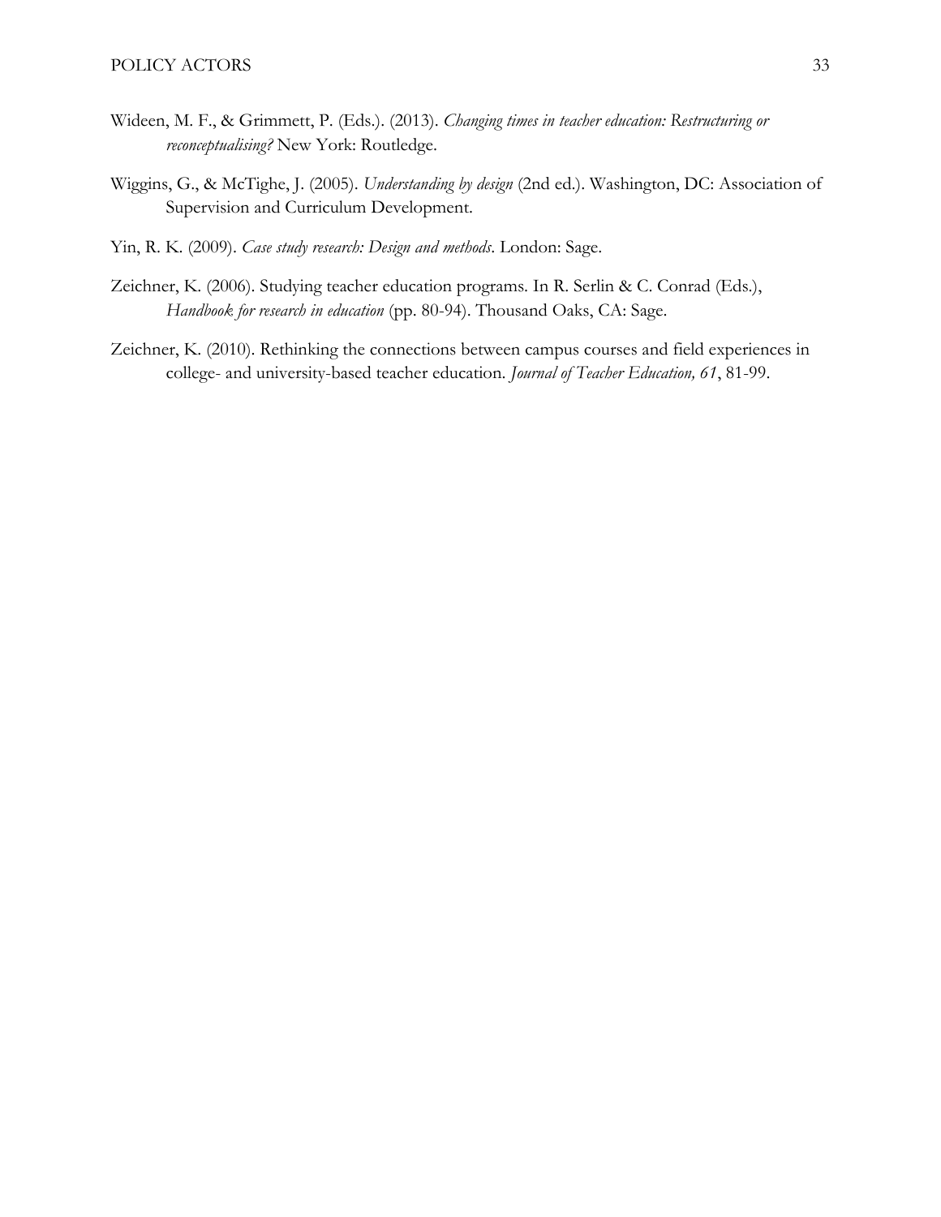Wideen, M. F., & Grimmett, P. (Eds.). (2013). *Changing times in teacher education: Restructuring or reconceptualising?* New York: Routledge.

Wiggins, G., & McTighe, J. (2005). *Understanding by design* (2nd ed.). Washington, DC: Association of Supervision and Curriculum Development.

Yin, R. K. (2009). *Case study research: Design and methods*. London: Sage.

Zeichner, K. (2006). Studying teacher education programs. In R. Serlin & C. Conrad (Eds.), *Handbook for research in education* (pp. 80-94). Thousand Oaks, CA: Sage.

Zeichner, K. (2010). Rethinking the connections between campus courses and field experiences in college- and university-based teacher education. *Journal of Teacher Education, 61*, 81-99.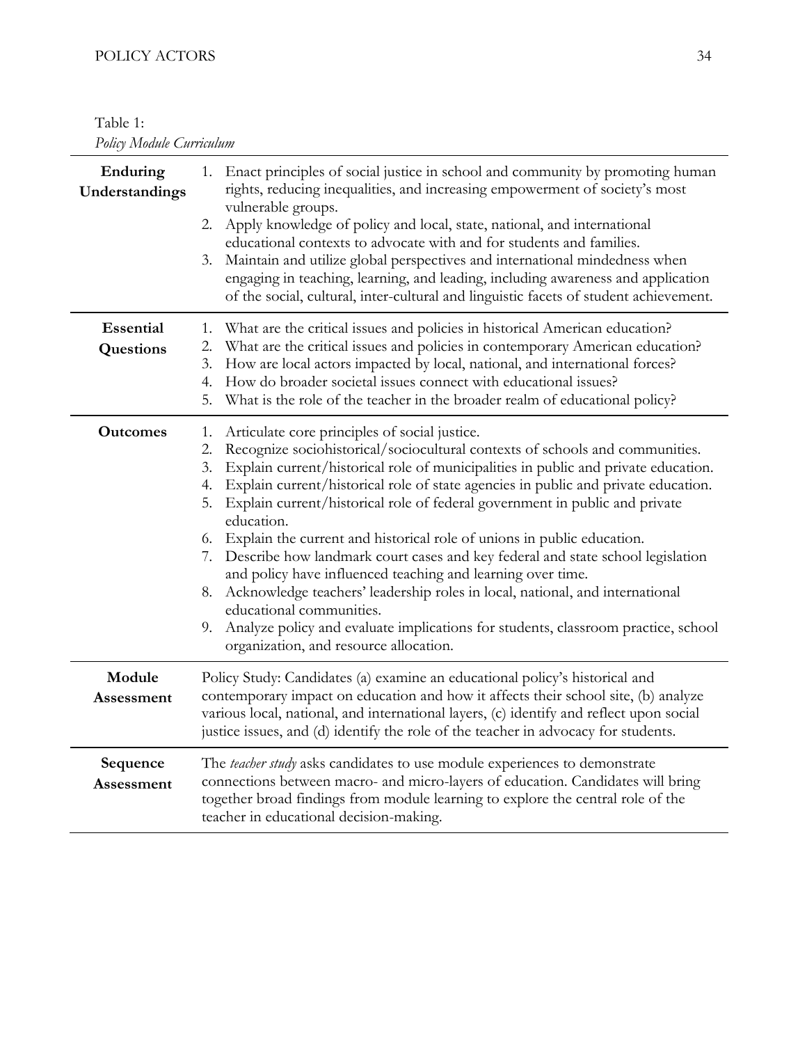Table 1:
*Policy Module Curriculum*

| | |
|---|---|
| **Enduring Understandings** | 1. Enact principles of social justice in school and community by promoting human rights, reducing inequalities, and increasing empowerment of society's most vulnerable groups.<br>2. Apply knowledge of policy and local, state, national, and international educational contexts to advocate with and for students and families.<br>3. Maintain and utilize global perspectives and international mindedness when engaging in teaching, learning, and leading, including awareness and application of the social, cultural, inter-cultural and linguistic facets of student achievement. |
| **Essential Questions** | 1. What are the critical issues and policies in historical American education?<br>2. What are the critical issues and policies in contemporary American education?<br>3. How are local actors impacted by local, national, and international forces?<br>4. How do broader societal issues connect with educational issues?<br>5. What is the role of the teacher in the broader realm of educational policy? |
| **Outcomes** | 1. Articulate core principles of social justice.<br>2. Recognize sociohistorical/sociocultural contexts of schools and communities.<br>3. Explain current/historical role of municipalities in public and private education.<br>4. Explain current/historical role of state agencies in public and private education.<br>5. Explain current/historical role of federal government in public and private education.<br>6. Explain the current and historical role of unions in public education.<br>7. Describe how landmark court cases and key federal and state school legislation and policy have influenced teaching and learning over time.<br>8. Acknowledge teachers' leadership roles in local, national, and international educational communities.<br>9. Analyze policy and evaluate implications for students, classroom practice, school organization, and resource allocation. |
| **Module Assessment** | Policy Study: Candidates (a) examine an educational policy's historical and contemporary impact on education and how it affects their school site, (b) analyze various local, national, and international layers, (c) identify and reflect upon social justice issues, and (d) identify the role of the teacher in advocacy for students. |
| **Sequence Assessment** | The *teacher study* asks candidates to use module experiences to demonstrate connections between macro- and micro-layers of education. Candidates will bring together broad findings from module learning to explore the central role of the teacher in educational decision-making. |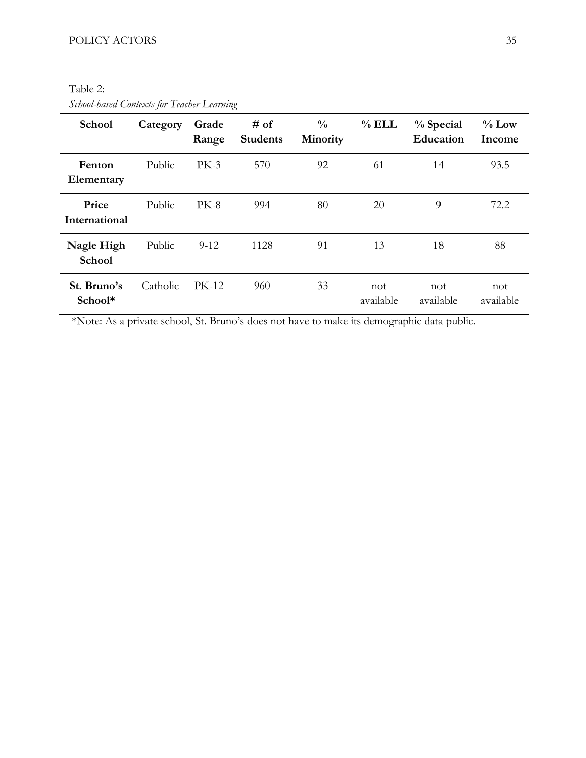Table 2:
*School-based Contexts for Teacher Learning*

| School | Category | Grade Range | # of Students | % Minority | % ELL | % Special Education | % Low Income |
|---|---|---|---|---|---|---|---|
| **Fenton Elementary** | Public | PK-3 | 570 | 92 | 61 | 14 | 93.5 |
| **Price International** | Public | PK-8 | 994 | 80 | 20 | 9 | 72.2 |
| **Nagle High School** | Public | 9-12 | 1128 | 91 | 13 | 18 | 88 |
| **St. Bruno's School*** | Catholic | PK-12 | 960 | 33 | not available | not available | not available |

*Note: As a private school, St. Bruno's does not have to make its demographic data public.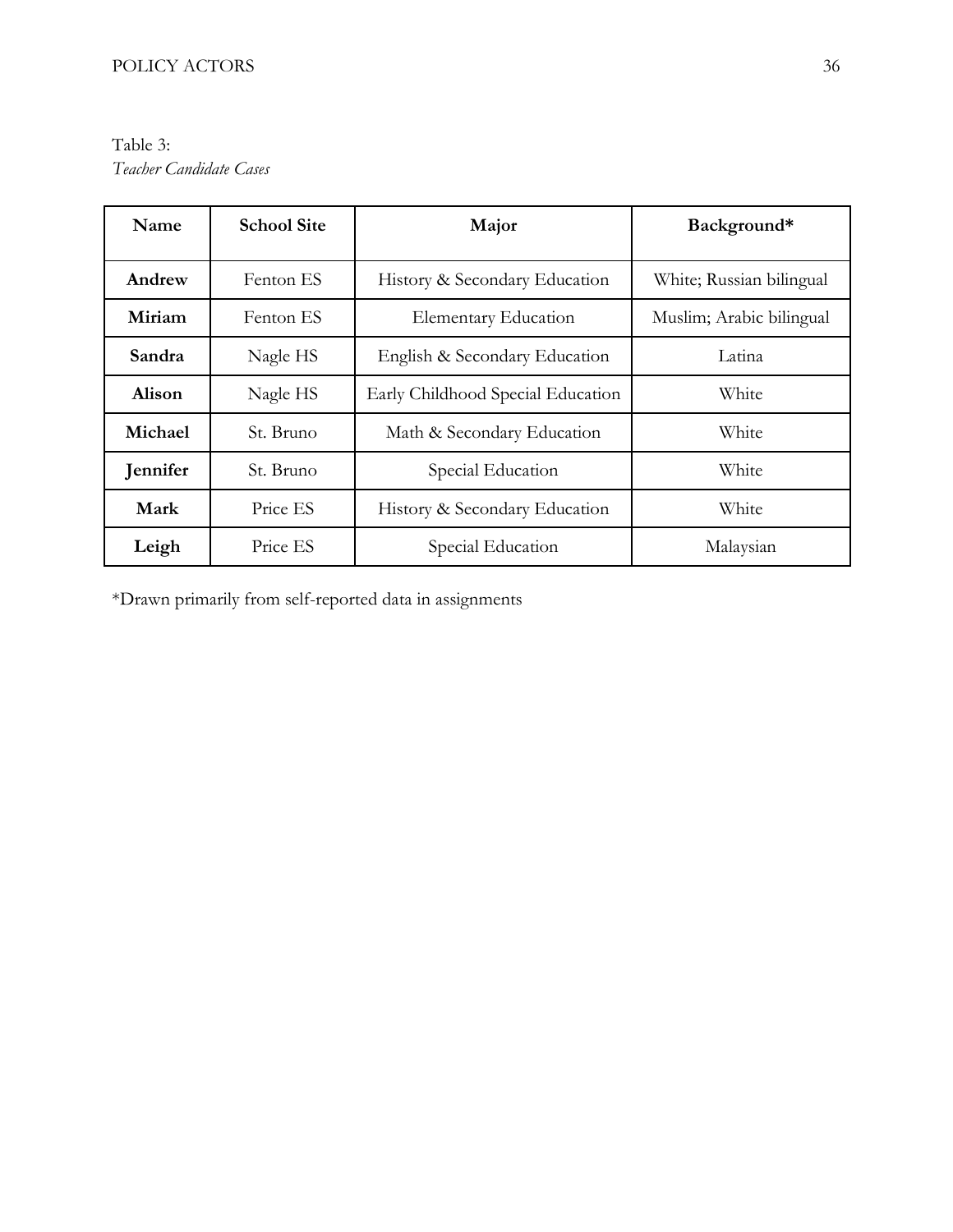Table 3:
*Teacher Candidate Cases*

| Name | School Site | Major | Background* |
|---|---|---|---|
| **Andrew** | Fenton ES | History & Secondary Education | White; Russian bilingual |
| **Miriam** | Fenton ES | Elementary Education | Muslim; Arabic bilingual |
| **Sandra** | Nagle HS | English & Secondary Education | Latina |
| **Alison** | Nagle HS | Early Childhood Special Education | White |
| **Michael** | St. Bruno | Math & Secondary Education | White |
| **Jennifer** | St. Bruno | Special Education | White |
| **Mark** | Price ES | History & Secondary Education | White |
| **Leigh** | Price ES | Special Education | Malaysian |

*Drawn primarily from self-reported data in assignments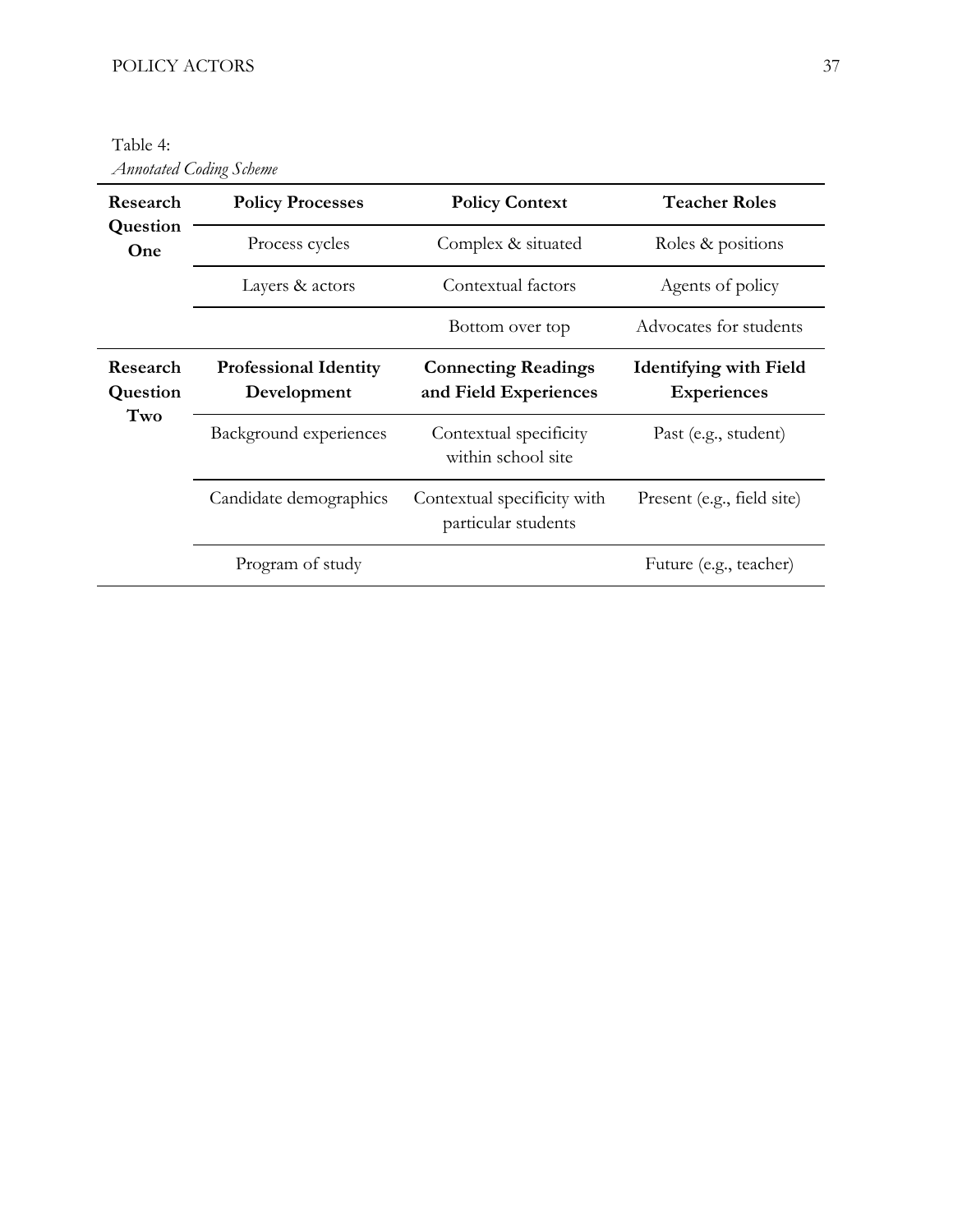Table 4:

*Annotated Coding Scheme*

| | | | |
|---|---|---|---|
| **Research Question One** | **Policy Processes** | **Policy Context** | **Teacher Roles** |
| | Process cycles | Complex & situated | Roles & positions |
| | Layers & actors | Contextual factors | Agents of policy |
| | | Bottom over top | Advocates for students |
| **Research Question Two** | **Professional Identity Development** | **Connecting Readings and Field Experiences** | **Identifying with Field Experiences** |
| | Background experiences | Contextual specificity within school site | Past (e.g., student) |
| | Candidate demographics | Contextual specificity with particular students | Present (e.g., field site) |
| | Program of study | | Future (e.g., teacher) |